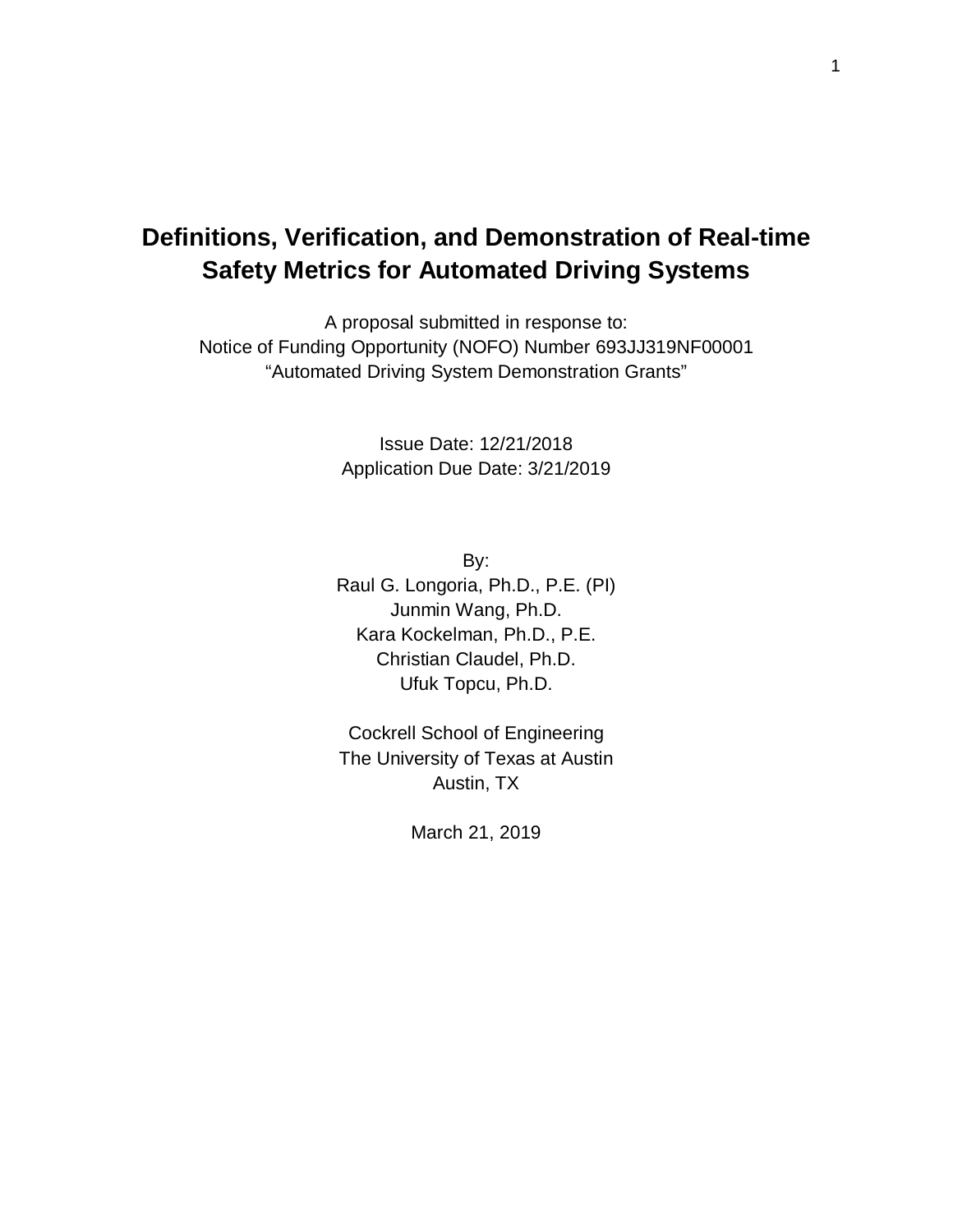# Definitions, Verification, and Demonstration of Real-time Safety Metrics for Automated Driving Systems

A proposal submitted in response to:
Notice of Funding Opportunity (NOFO) Number 693JJ319NF00001
"Automated Driving System Demonstration Grants"

Issue Date: 12/21/2018
Application Due Date: 3/21/2019

By:
Raul G. Longoria, Ph.D., P.E. (PI)
Junmin Wang, Ph.D.
Kara Kockelman, Ph.D., P.E.
Christian Claudel, Ph.D.
Ufuk Topcu, Ph.D.

Cockrell School of Engineering
The University of Texas at Austin
Austin, TX

March 21, 2019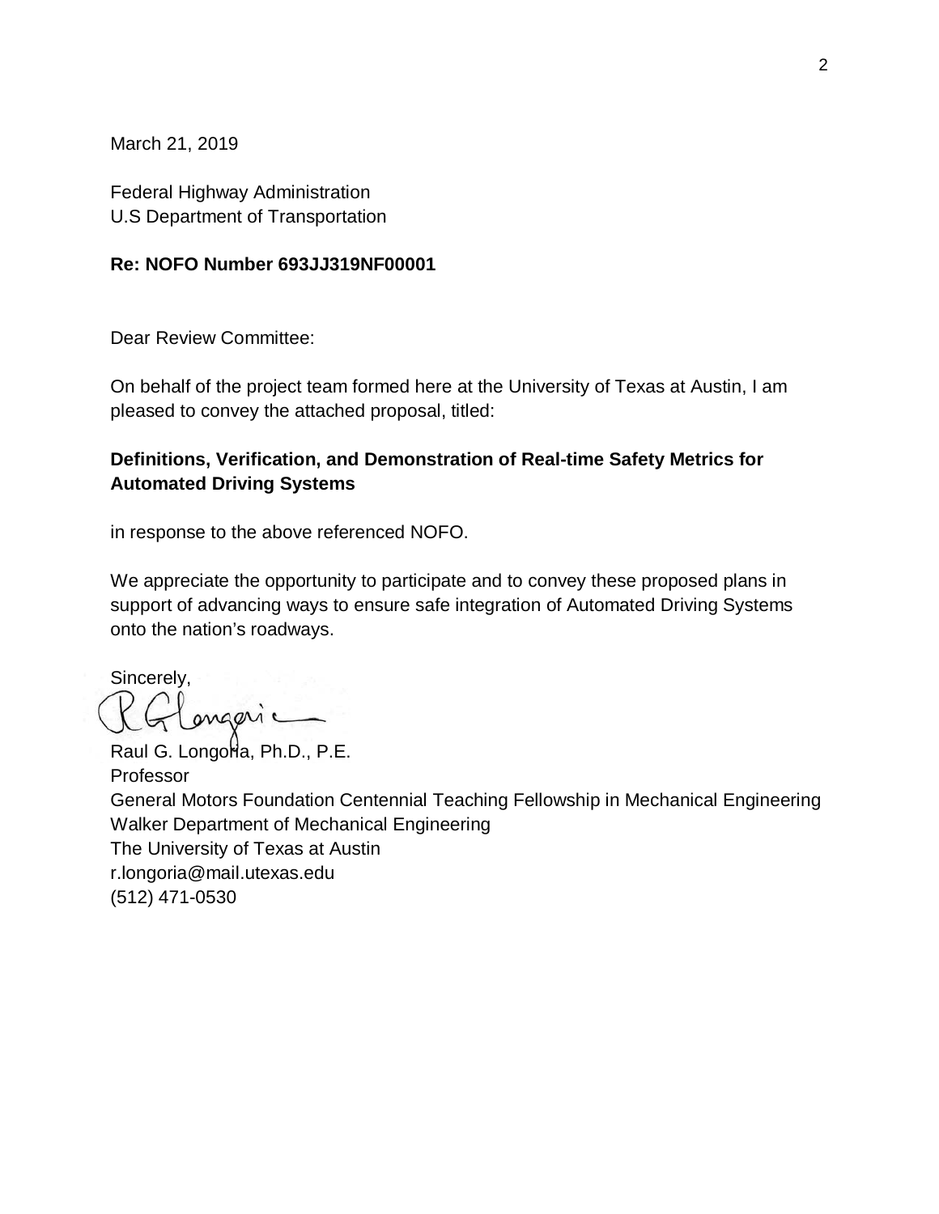March 21, 2019

Federal Highway Administration
U.S Department of Transportation

**Re: NOFO Number 693JJ319NF00001**

Dear Review Committee:

On behalf of the project team formed here at the University of Texas at Austin, I am pleased to convey the attached proposal, titled:

**Definitions, Verification, and Demonstration of Real-time Safety Metrics for Automated Driving Systems**

in response to the above referenced NOFO.

We appreciate the opportunity to participate and to convey these proposed plans in support of advancing ways to ensure safe integration of Automated Driving Systems onto the nation's roadways.

Sincerely,

Raul G. Longoria, Ph.D., P.E.
Professor
General Motors Foundation Centennial Teaching Fellowship in Mechanical Engineering
Walker Department of Mechanical Engineering
The University of Texas at Austin
r.longoria@mail.utexas.edu
(512) 471-0530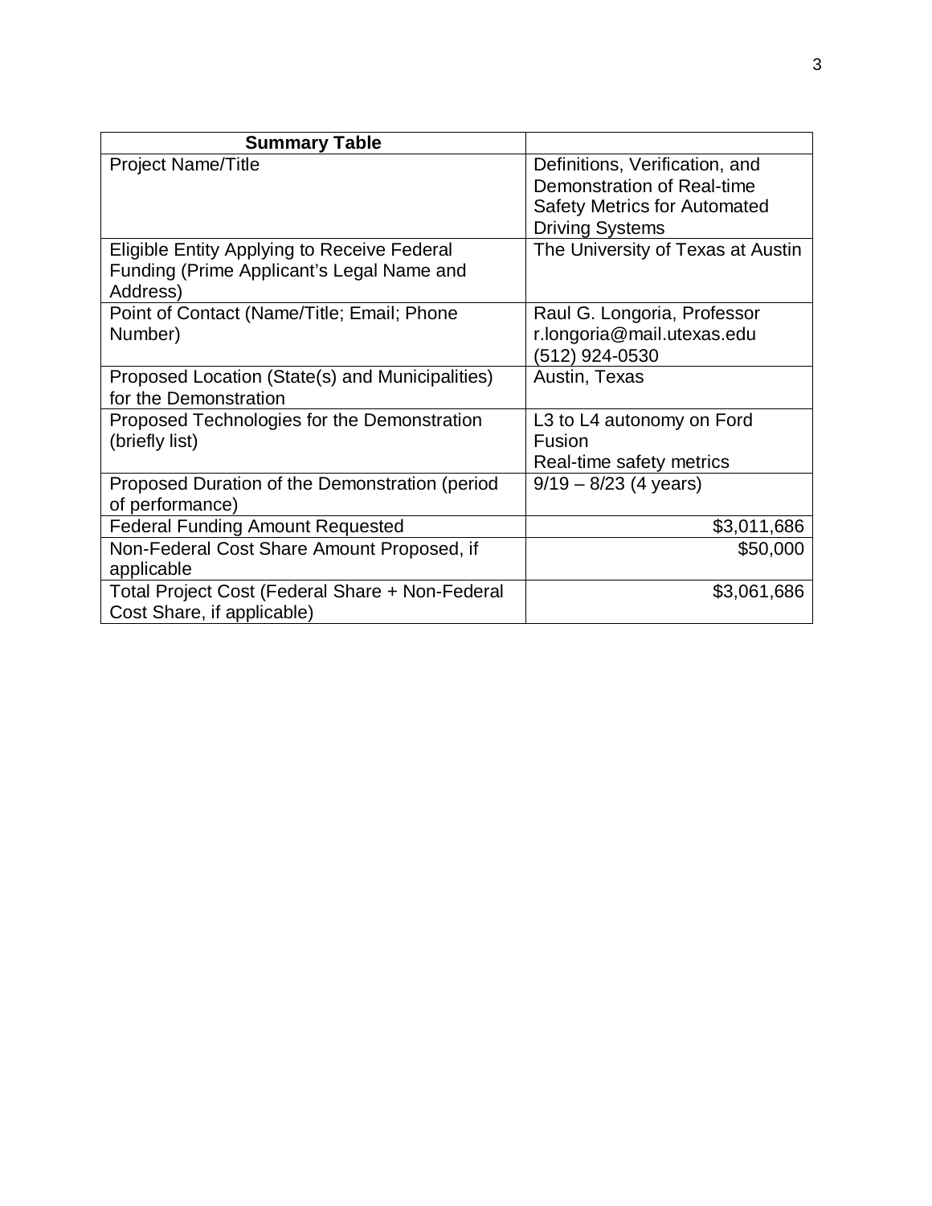| **Summary Table** | |
|---|---|
| Project Name/Title | Definitions, Verification, and Demonstration of Real-time Safety Metrics for Automated Driving Systems |
| Eligible Entity Applying to Receive Federal Funding (Prime Applicant's Legal Name and Address) | The University of Texas at Austin |
| Point of Contact (Name/Title; Email; Phone Number) | Raul G. Longoria, Professor<br>r.longoria@mail.utexas.edu<br>(512) 924-0530 |
| Proposed Location (State(s) and Municipalities) for the Demonstration | Austin, Texas |
| Proposed Technologies for the Demonstration (briefly list) | L3 to L4 autonomy on Ford Fusion<br>Real-time safety metrics |
| Proposed Duration of the Demonstration (period of performance) | 9/19 – 8/23 (4 years) |
| Federal Funding Amount Requested | $3,011,686 |
| Non-Federal Cost Share Amount Proposed, if applicable | $50,000 |
| Total Project Cost (Federal Share + Non-Federal Cost Share, if applicable) | $3,061,686 |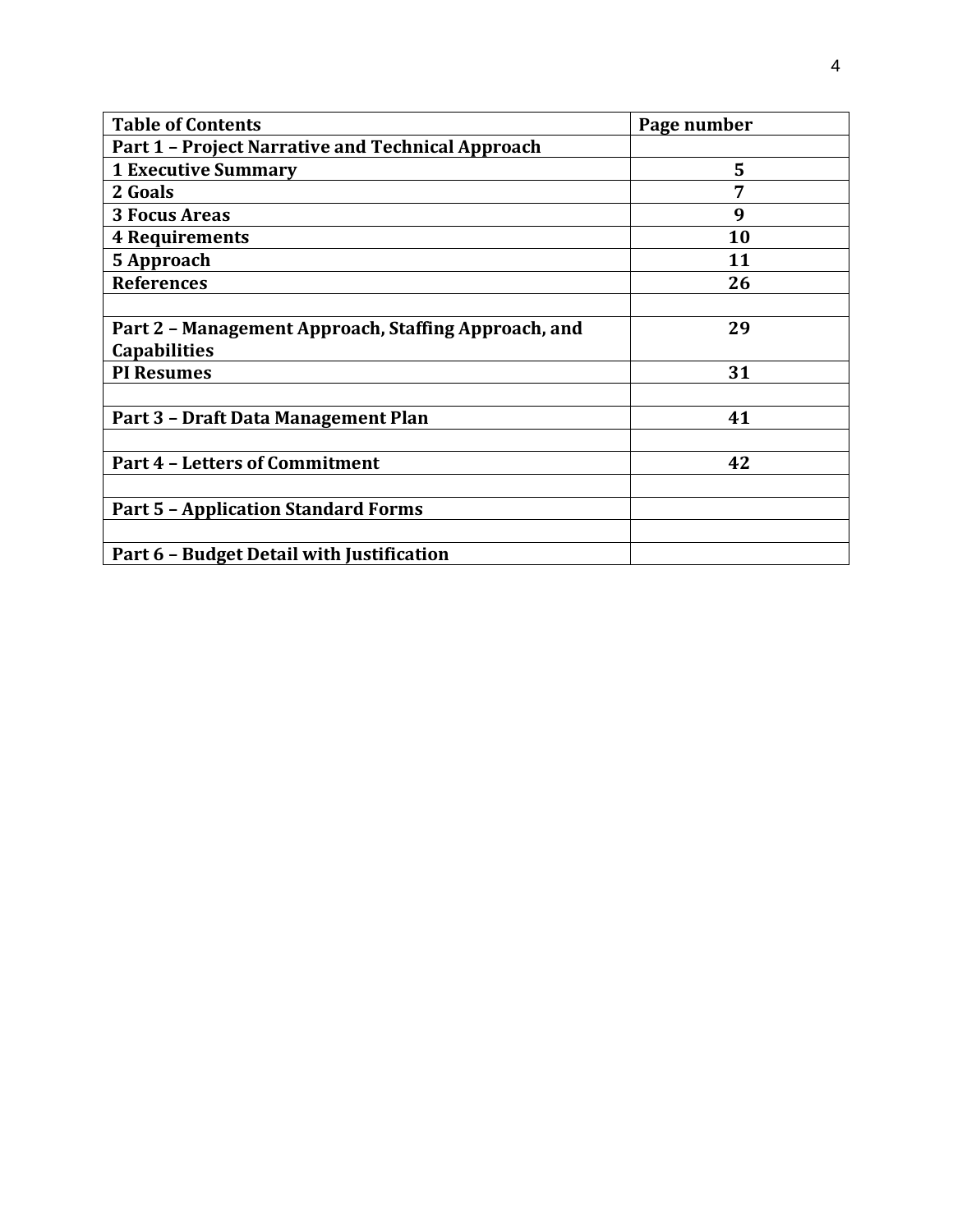| **Table of Contents** | **Page number** |
|---|---|
| **Part 1 – Project Narrative and Technical Approach** | |
| **1 Executive Summary** | **5** |
| **2 Goals** | **7** |
| **3 Focus Areas** | **9** |
| **4 Requirements** | **10** |
| **5 Approach** | **11** |
| **References** | **26** |
| | |
| **Part 2 – Management Approach, Staffing Approach, and Capabilities** | **29** |
| **PI Resumes** | **31** |
| | |
| **Part 3 – Draft Data Management Plan** | **41** |
| | |
| **Part 4 – Letters of Commitment** | **42** |
| | |
| **Part 5 – Application Standard Forms** | |
| | |
| **Part 6 – Budget Detail with Justification** | |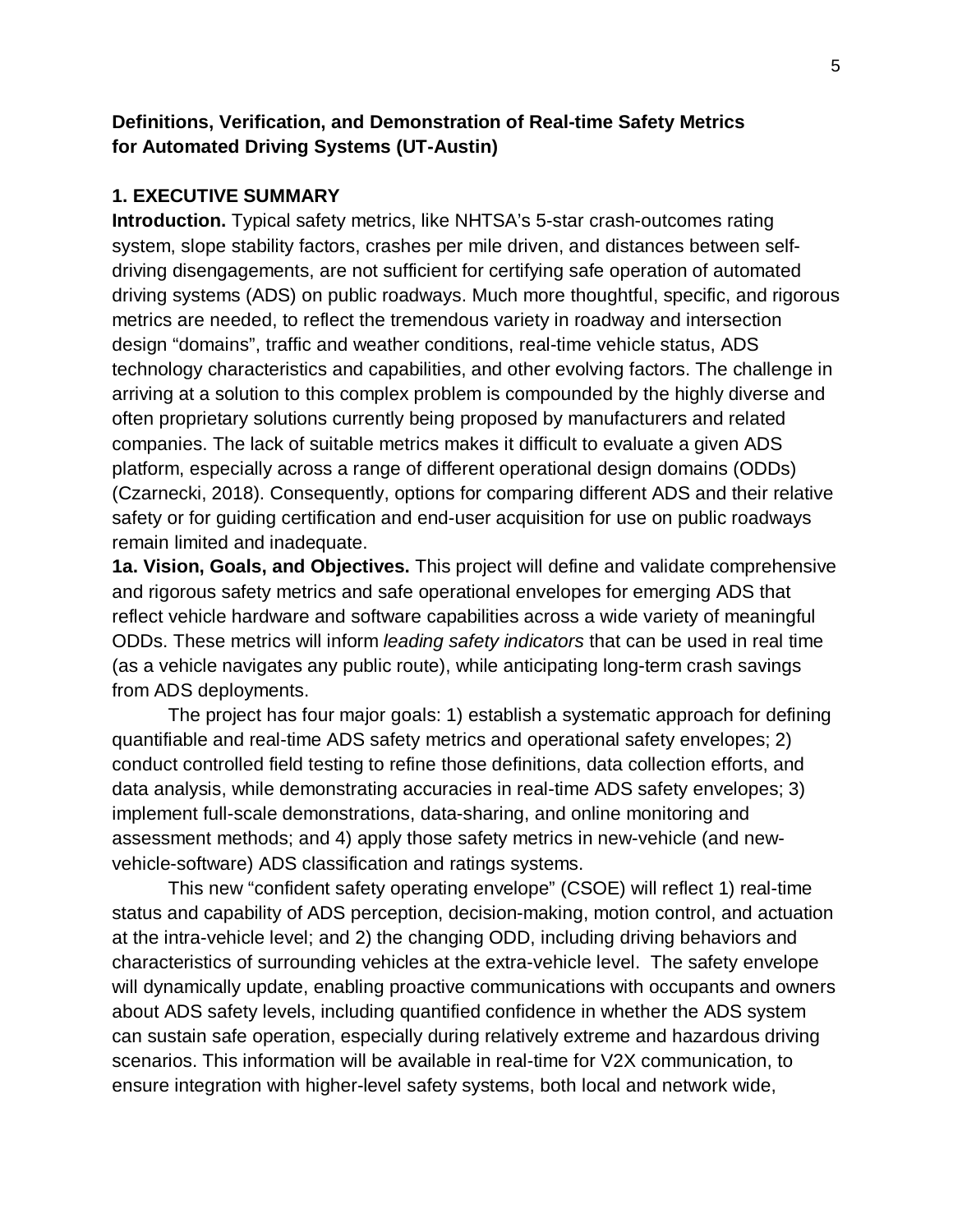**Definitions, Verification, and Demonstration of Real-time Safety Metrics for Automated Driving Systems (UT-Austin)**

## 1. EXECUTIVE SUMMARY

**Introduction.** Typical safety metrics, like NHTSA's 5-star crash-outcomes rating system, slope stability factors, crashes per mile driven, and distances between self-driving disengagements, are not sufficient for certifying safe operation of automated driving systems (ADS) on public roadways. Much more thoughtful, specific, and rigorous metrics are needed, to reflect the tremendous variety in roadway and intersection design "domains", traffic and weather conditions, real-time vehicle status, ADS technology characteristics and capabilities, and other evolving factors. The challenge in arriving at a solution to this complex problem is compounded by the highly diverse and often proprietary solutions currently being proposed by manufacturers and related companies. The lack of suitable metrics makes it difficult to evaluate a given ADS platform, especially across a range of different operational design domains (ODDs) (Czarnecki, 2018). Consequently, options for comparing different ADS and their relative safety or for guiding certification and end-user acquisition for use on public roadways remain limited and inadequate.

**1a. Vision, Goals, and Objectives.** This project will define and validate comprehensive and rigorous safety metrics and safe operational envelopes for emerging ADS that reflect vehicle hardware and software capabilities across a wide variety of meaningful ODDs. These metrics will inform *leading safety indicators* that can be used in real time (as a vehicle navigates any public route), while anticipating long-term crash savings from ADS deployments.

The project has four major goals: 1) establish a systematic approach for defining quantifiable and real-time ADS safety metrics and operational safety envelopes; 2) conduct controlled field testing to refine those definitions, data collection efforts, and data analysis, while demonstrating accuracies in real-time ADS safety envelopes; 3) implement full-scale demonstrations, data-sharing, and online monitoring and assessment methods; and 4) apply those safety metrics in new-vehicle (and new-vehicle-software) ADS classification and ratings systems.

This new "confident safety operating envelope" (CSOE) will reflect 1) real-time status and capability of ADS perception, decision-making, motion control, and actuation at the intra-vehicle level; and 2) the changing ODD, including driving behaviors and characteristics of surrounding vehicles at the extra-vehicle level. The safety envelope will dynamically update, enabling proactive communications with occupants and owners about ADS safety levels, including quantified confidence in whether the ADS system can sustain safe operation, especially during relatively extreme and hazardous driving scenarios. This information will be available in real-time for V2X communication, to ensure integration with higher-level safety systems, both local and network wide,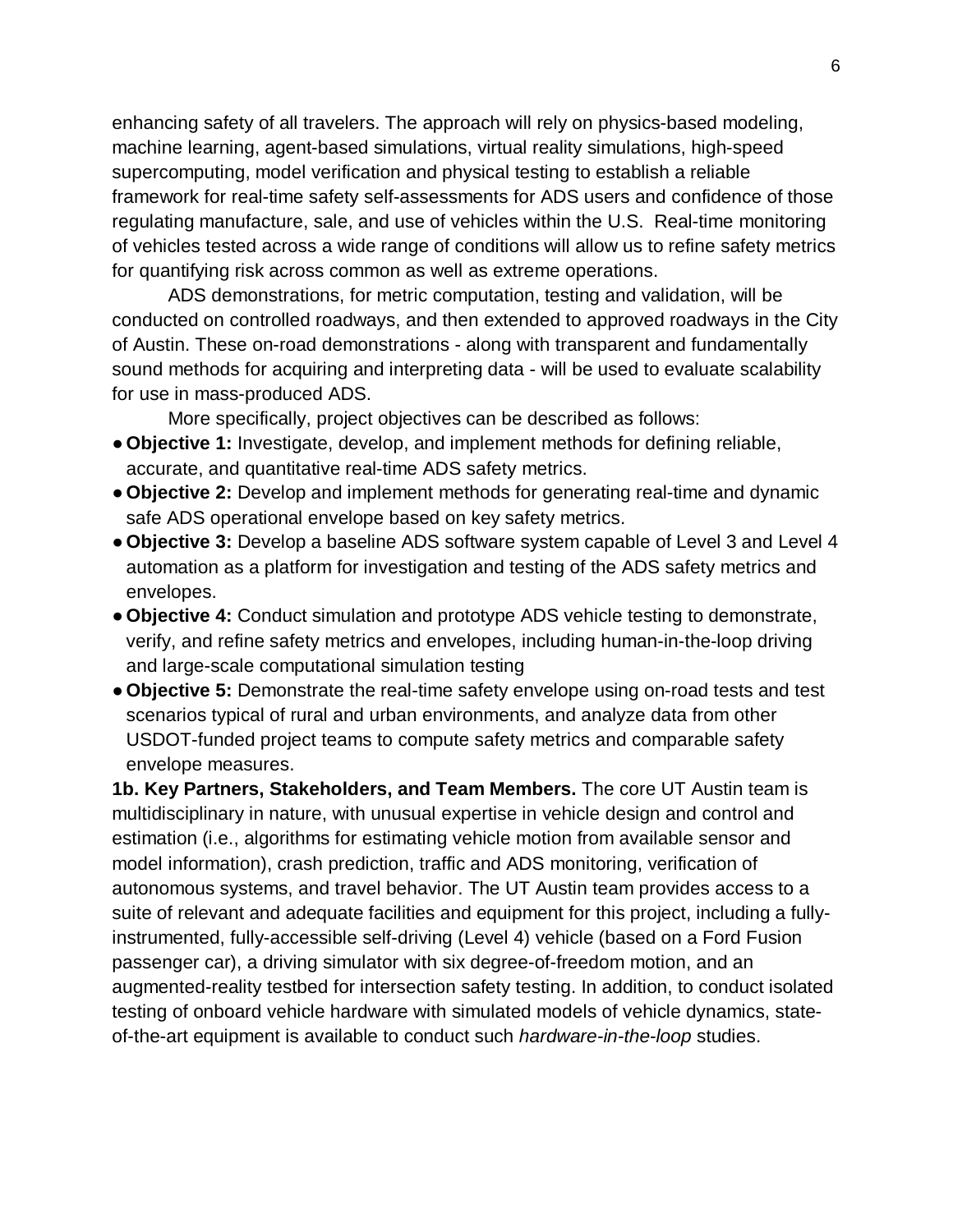enhancing safety of all travelers. The approach will rely on physics-based modeling, machine learning, agent-based simulations, virtual reality simulations, high-speed supercomputing, model verification and physical testing to establish a reliable framework for real-time safety self-assessments for ADS users and confidence of those regulating manufacture, sale, and use of vehicles within the U.S. Real-time monitoring of vehicles tested across a wide range of conditions will allow us to refine safety metrics for quantifying risk across common as well as extreme operations.

ADS demonstrations, for metric computation, testing and validation, will be conducted on controlled roadways, and then extended to approved roadways in the City of Austin. These on-road demonstrations - along with transparent and fundamentally sound methods for acquiring and interpreting data - will be used to evaluate scalability for use in mass-produced ADS.

More specifically, project objectives can be described as follows:

- **Objective 1:** Investigate, develop, and implement methods for defining reliable, accurate, and quantitative real-time ADS safety metrics.
- **Objective 2:** Develop and implement methods for generating real-time and dynamic safe ADS operational envelope based on key safety metrics.
- **Objective 3:** Develop a baseline ADS software system capable of Level 3 and Level 4 automation as a platform for investigation and testing of the ADS safety metrics and envelopes.
- **Objective 4:** Conduct simulation and prototype ADS vehicle testing to demonstrate, verify, and refine safety metrics and envelopes, including human-in-the-loop driving and large-scale computational simulation testing
- **Objective 5:** Demonstrate the real-time safety envelope using on-road tests and test scenarios typical of rural and urban environments, and analyze data from other USDOT-funded project teams to compute safety metrics and comparable safety envelope measures.

**1b. Key Partners, Stakeholders, and Team Members.** The core UT Austin team is multidisciplinary in nature, with unusual expertise in vehicle design and control and estimation (i.e., algorithms for estimating vehicle motion from available sensor and model information), crash prediction, traffic and ADS monitoring, verification of autonomous systems, and travel behavior. The UT Austin team provides access to a suite of relevant and adequate facilities and equipment for this project, including a fully-instrumented, fully-accessible self-driving (Level 4) vehicle (based on a Ford Fusion passenger car), a driving simulator with six degree-of-freedom motion, and an augmented-reality testbed for intersection safety testing. In addition, to conduct isolated testing of onboard vehicle hardware with simulated models of vehicle dynamics, state-of-the-art equipment is available to conduct such *hardware-in-the-loop* studies.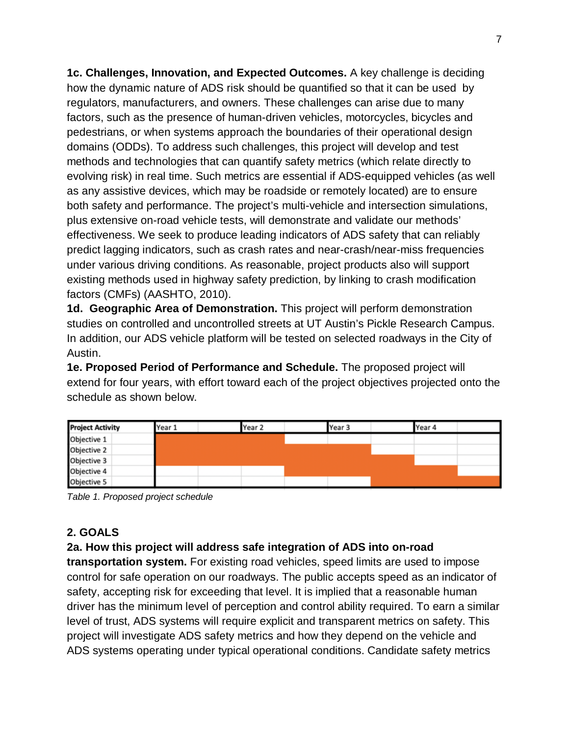**1c. Challenges, Innovation, and Expected Outcomes.** A key challenge is deciding how the dynamic nature of ADS risk should be quantified so that it can be used by regulators, manufacturers, and owners. These challenges can arise due to many factors, such as the presence of human-driven vehicles, motorcycles, bicycles and pedestrians, or when systems approach the boundaries of their operational design domains (ODDs). To address such challenges, this project will develop and test methods and technologies that can quantify safety metrics (which relate directly to evolving risk) in real time. Such metrics are essential if ADS-equipped vehicles (as well as any assistive devices, which may be roadside or remotely located) are to ensure both safety and performance. The project's multi-vehicle and intersection simulations, plus extensive on-road vehicle tests, will demonstrate and validate our methods' effectiveness. We seek to produce leading indicators of ADS safety that can reliably predict lagging indicators, such as crash rates and near-crash/near-miss frequencies under various driving conditions. As reasonable, project products also will support existing methods used in highway safety prediction, by linking to crash modification factors (CMFs) (AASHTO, 2010).

**1d. Geographic Area of Demonstration.** This project will perform demonstration studies on controlled and uncontrolled streets at UT Austin's Pickle Research Campus. In addition, our ADS vehicle platform will be tested on selected roadways in the City of Austin.

**1e. Proposed Period of Performance and Schedule.** The proposed project will extend for four years, with effort toward each of the project objectives projected onto the schedule as shown below.

| Project Activity | Year 1 | | Year 2 | | Year 3 | | Year 4 | |
|---|---|---|---|---|---|---|---|---|
| Objective 1 | ■ | ■ | ■ | | | | | |
| Objective 2 | ■ | ■ | ■ | ■ | | | | |
| Objective 3 | ■ | ■ | ■ | ■ | ■ | | | |
| Objective 4 | | | | ■ | ■ | ■ | ■ | |
| Objective 5 | | | | | | ■ | ■ | ■ |

*Table 1. Proposed project schedule*

## 2. GOALS

**2a. How this project will address safe integration of ADS into on-road transportation system.** For existing road vehicles, speed limits are used to impose control for safe operation on our roadways. The public accepts speed as an indicator of safety, accepting risk for exceeding that level. It is implied that a reasonable human driver has the minimum level of perception and control ability required. To earn a similar level of trust, ADS systems will require explicit and transparent metrics on safety. This project will investigate ADS safety metrics and how they depend on the vehicle and ADS systems operating under typical operational conditions. Candidate safety metrics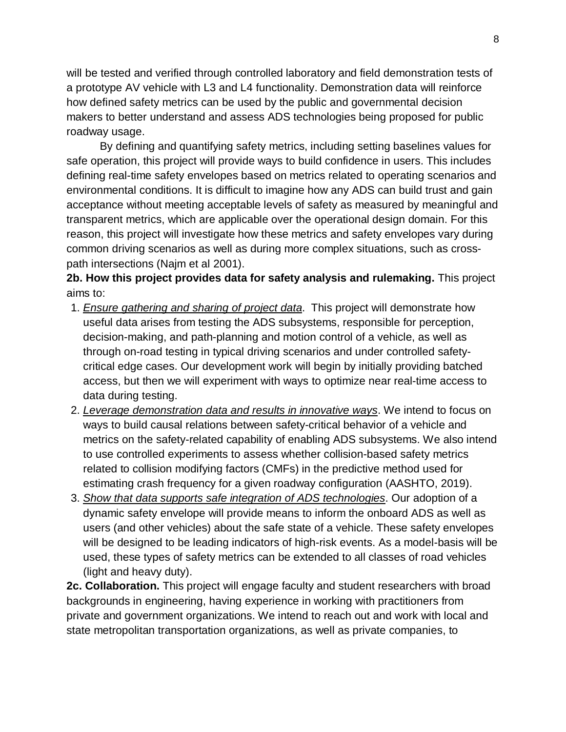will be tested and verified through controlled laboratory and field demonstration tests of a prototype AV vehicle with L3 and L4 functionality. Demonstration data will reinforce how defined safety metrics can be used by the public and governmental decision makers to better understand and assess ADS technologies being proposed for public roadway usage.

By defining and quantifying safety metrics, including setting baselines values for safe operation, this project will provide ways to build confidence in users. This includes defining real-time safety envelopes based on metrics related to operating scenarios and environmental conditions. It is difficult to imagine how any ADS can build trust and gain acceptance without meeting acceptable levels of safety as measured by meaningful and transparent metrics, which are applicable over the operational design domain. For this reason, this project will investigate how these metrics and safety envelopes vary during common driving scenarios as well as during more complex situations, such as cross-path intersections (Najm et al 2001).

**2b. How this project provides data for safety analysis and rulemaking.** This project aims to:

1. *Ensure gathering and sharing of project data*. This project will demonstrate how useful data arises from testing the ADS subsystems, responsible for perception, decision-making, and path-planning and motion control of a vehicle, as well as through on-road testing in typical driving scenarios and under controlled safety-critical edge cases. Our development work will begin by initially providing batched access, but then we will experiment with ways to optimize near real-time access to data during testing.
2. *Leverage demonstration data and results in innovative ways*. We intend to focus on ways to build causal relations between safety-critical behavior of a vehicle and metrics on the safety-related capability of enabling ADS subsystems. We also intend to use controlled experiments to assess whether collision-based safety metrics related to collision modifying factors (CMFs) in the predictive method used for estimating crash frequency for a given roadway configuration (AASHTO, 2019).
3. *Show that data supports safe integration of ADS technologies*. Our adoption of a dynamic safety envelope will provide means to inform the onboard ADS as well as users (and other vehicles) about the safe state of a vehicle. These safety envelopes will be designed to be leading indicators of high-risk events. As a model-basis will be used, these types of safety metrics can be extended to all classes of road vehicles (light and heavy duty).

**2c. Collaboration.** This project will engage faculty and student researchers with broad backgrounds in engineering, having experience in working with practitioners from private and government organizations. We intend to reach out and work with local and state metropolitan transportation organizations, as well as private companies, to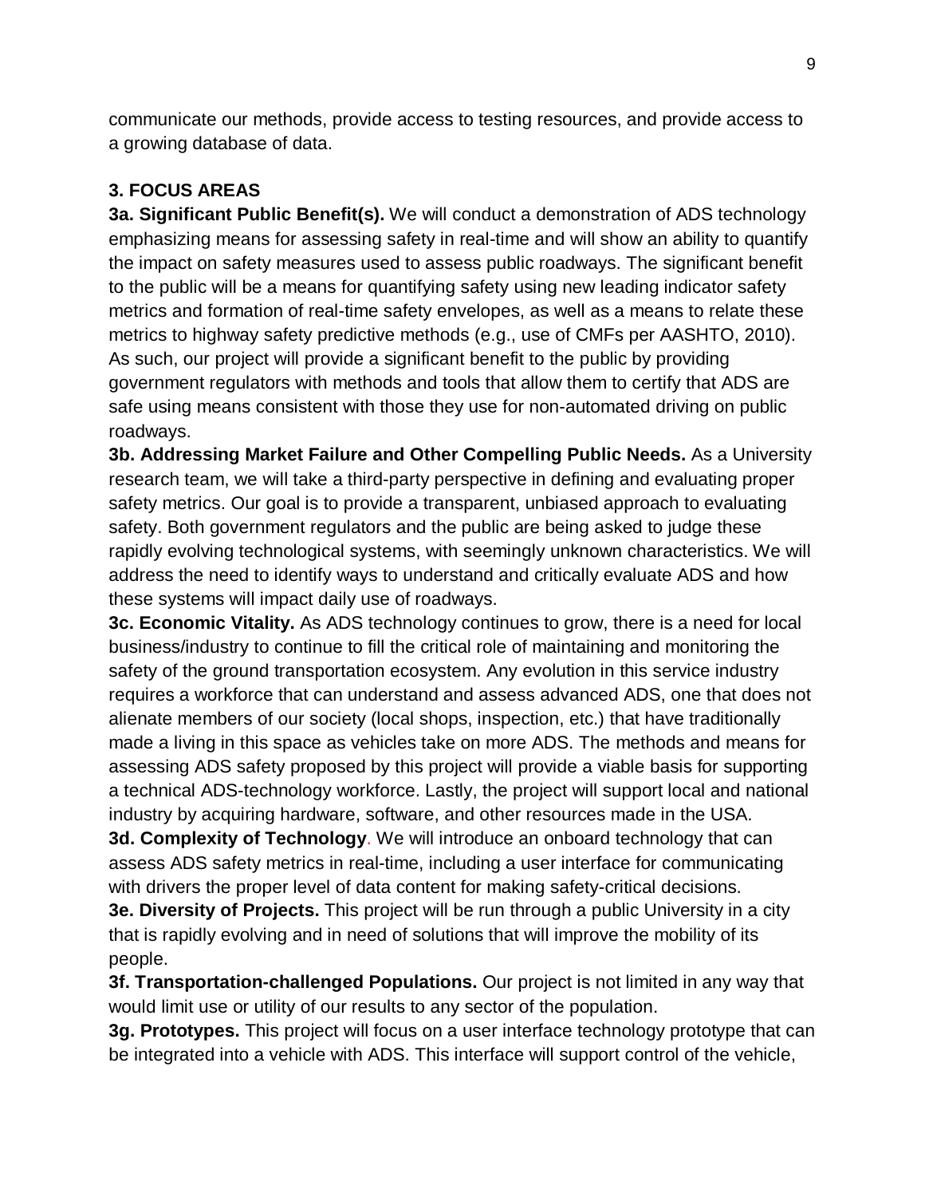communicate our methods, provide access to testing resources, and provide access to a growing database of data.

## 3. FOCUS AREAS

**3a. Significant Public Benefit(s).** We will conduct a demonstration of ADS technology emphasizing means for assessing safety in real-time and will show an ability to quantify the impact on safety measures used to assess public roadways. The significant benefit to the public will be a means for quantifying safety using new leading indicator safety metrics and formation of real-time safety envelopes, as well as a means to relate these metrics to highway safety predictive methods (e.g., use of CMFs per AASHTO, 2010). As such, our project will provide a significant benefit to the public by providing government regulators with methods and tools that allow them to certify that ADS are safe using means consistent with those they use for non-automated driving on public roadways.

**3b. Addressing Market Failure and Other Compelling Public Needs.** As a University research team, we will take a third-party perspective in defining and evaluating proper safety metrics. Our goal is to provide a transparent, unbiased approach to evaluating safety. Both government regulators and the public are being asked to judge these rapidly evolving technological systems, with seemingly unknown characteristics. We will address the need to identify ways to understand and critically evaluate ADS and how these systems will impact daily use of roadways.

**3c. Economic Vitality.** As ADS technology continues to grow, there is a need for local business/industry to continue to fill the critical role of maintaining and monitoring the safety of the ground transportation ecosystem. Any evolution in this service industry requires a workforce that can understand and assess advanced ADS, one that does not alienate members of our society (local shops, inspection, etc.) that have traditionally made a living in this space as vehicles take on more ADS. The methods and means for assessing ADS safety proposed by this project will provide a viable basis for supporting a technical ADS-technology workforce. Lastly, the project will support local and national industry by acquiring hardware, software, and other resources made in the USA.

**3d. Complexity of Technology**. We will introduce an onboard technology that can assess ADS safety metrics in real-time, including a user interface for communicating with drivers the proper level of data content for making safety-critical decisions.

**3e. Diversity of Projects.** This project will be run through a public University in a city that is rapidly evolving and in need of solutions that will improve the mobility of its people.

**3f. Transportation-challenged Populations.** Our project is not limited in any way that would limit use or utility of our results to any sector of the population.

**3g. Prototypes.** This project will focus on a user interface technology prototype that can be integrated into a vehicle with ADS. This interface will support control of the vehicle,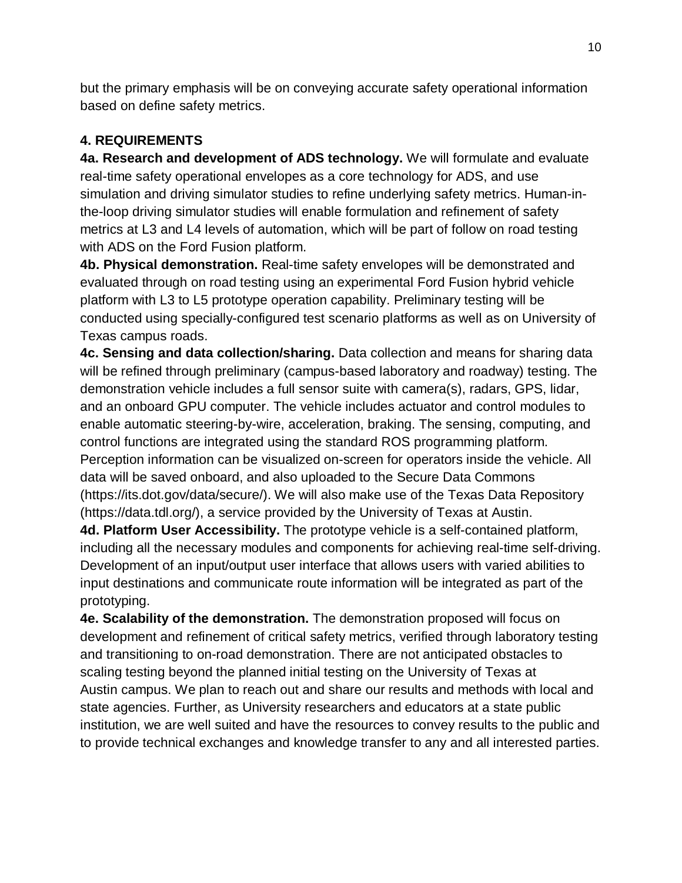but the primary emphasis will be on conveying accurate safety operational information based on define safety metrics.

## 4. REQUIREMENTS

**4a. Research and development of ADS technology.** We will formulate and evaluate real-time safety operational envelopes as a core technology for ADS, and use simulation and driving simulator studies to refine underlying safety metrics. Human-in-the-loop driving simulator studies will enable formulation and refinement of safety metrics at L3 and L4 levels of automation, which will be part of follow on road testing with ADS on the Ford Fusion platform.

**4b. Physical demonstration.** Real-time safety envelopes will be demonstrated and evaluated through on road testing using an experimental Ford Fusion hybrid vehicle platform with L3 to L5 prototype operation capability. Preliminary testing will be conducted using specially-configured test scenario platforms as well as on University of Texas campus roads.

**4c. Sensing and data collection/sharing.** Data collection and means for sharing data will be refined through preliminary (campus-based laboratory and roadway) testing. The demonstration vehicle includes a full sensor suite with camera(s), radars, GPS, lidar, and an onboard GPU computer. The vehicle includes actuator and control modules to enable automatic steering-by-wire, acceleration, braking. The sensing, computing, and control functions are integrated using the standard ROS programming platform. Perception information can be visualized on-screen for operators inside the vehicle. All data will be saved onboard, and also uploaded to the Secure Data Commons (https://its.dot.gov/data/secure/). We will also make use of the Texas Data Repository (https://data.tdl.org/), a service provided by the University of Texas at Austin.

**4d. Platform User Accessibility.** The prototype vehicle is a self-contained platform, including all the necessary modules and components for achieving real-time self-driving. Development of an input/output user interface that allows users with varied abilities to input destinations and communicate route information will be integrated as part of the prototyping.

**4e. Scalability of the demonstration.** The demonstration proposed will focus on development and refinement of critical safety metrics, verified through laboratory testing and transitioning to on-road demonstration. There are not anticipated obstacles to scaling testing beyond the planned initial testing on the University of Texas at Austin campus. We plan to reach out and share our results and methods with local and state agencies. Further, as University researchers and educators at a state public institution, we are well suited and have the resources to convey results to the public and to provide technical exchanges and knowledge transfer to any and all interested parties.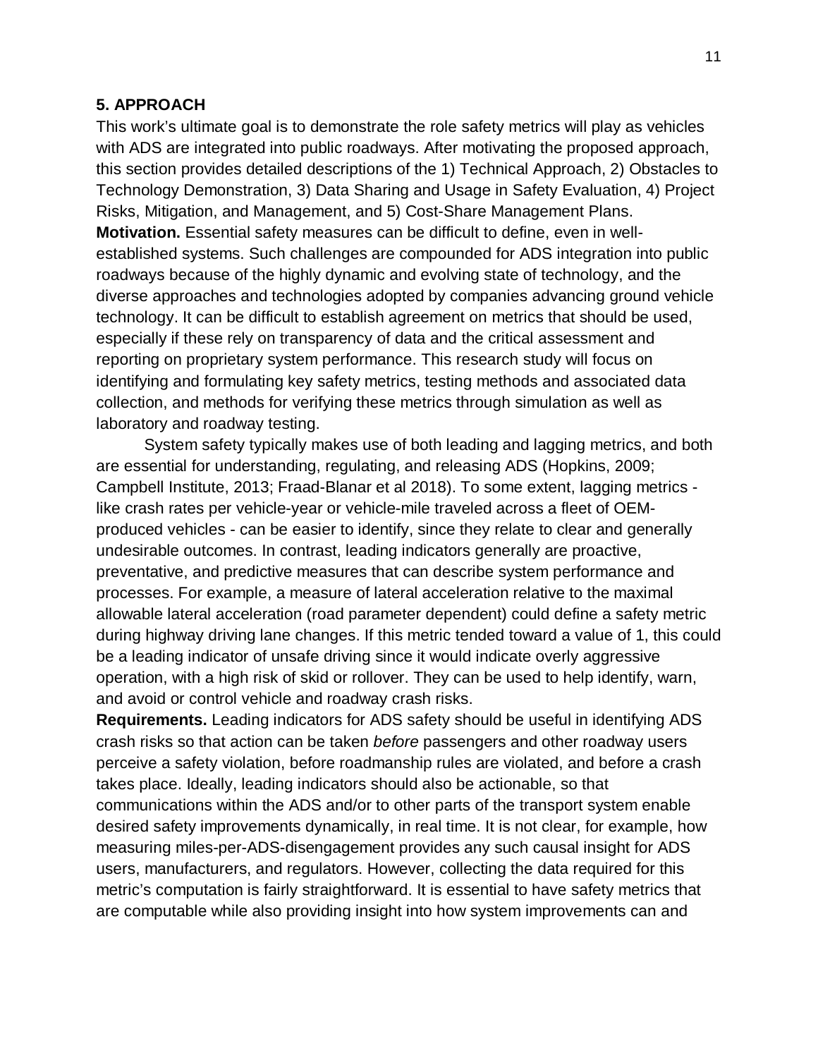## 5. APPROACH

This work's ultimate goal is to demonstrate the role safety metrics will play as vehicles with ADS are integrated into public roadways. After motivating the proposed approach, this section provides detailed descriptions of the 1) Technical Approach, 2) Obstacles to Technology Demonstration, 3) Data Sharing and Usage in Safety Evaluation, 4) Project Risks, Mitigation, and Management, and 5) Cost-Share Management Plans.

**Motivation.** Essential safety measures can be difficult to define, even in well-established systems. Such challenges are compounded for ADS integration into public roadways because of the highly dynamic and evolving state of technology, and the diverse approaches and technologies adopted by companies advancing ground vehicle technology. It can be difficult to establish agreement on metrics that should be used, especially if these rely on transparency of data and the critical assessment and reporting on proprietary system performance. This research study will focus on identifying and formulating key safety metrics, testing methods and associated data collection, and methods for verifying these metrics through simulation as well as laboratory and roadway testing.

System safety typically makes use of both leading and lagging metrics, and both are essential for understanding, regulating, and releasing ADS (Hopkins, 2009; Campbell Institute, 2013; Fraad-Blanar et al 2018). To some extent, lagging metrics - like crash rates per vehicle-year or vehicle-mile traveled across a fleet of OEM-produced vehicles - can be easier to identify, since they relate to clear and generally undesirable outcomes. In contrast, leading indicators generally are proactive, preventative, and predictive measures that can describe system performance and processes. For example, a measure of lateral acceleration relative to the maximal allowable lateral acceleration (road parameter dependent) could define a safety metric during highway driving lane changes. If this metric tended toward a value of 1, this could be a leading indicator of unsafe driving since it would indicate overly aggressive operation, with a high risk of skid or rollover. They can be used to help identify, warn, and avoid or control vehicle and roadway crash risks.

**Requirements.** Leading indicators for ADS safety should be useful in identifying ADS crash risks so that action can be taken *before* passengers and other roadway users perceive a safety violation, before roadmanship rules are violated, and before a crash takes place. Ideally, leading indicators should also be actionable, so that communications within the ADS and/or to other parts of the transport system enable desired safety improvements dynamically, in real time. It is not clear, for example, how measuring miles-per-ADS-disengagement provides any such causal insight for ADS users, manufacturers, and regulators. However, collecting the data required for this metric's computation is fairly straightforward. It is essential to have safety metrics that are computable while also providing insight into how system improvements can and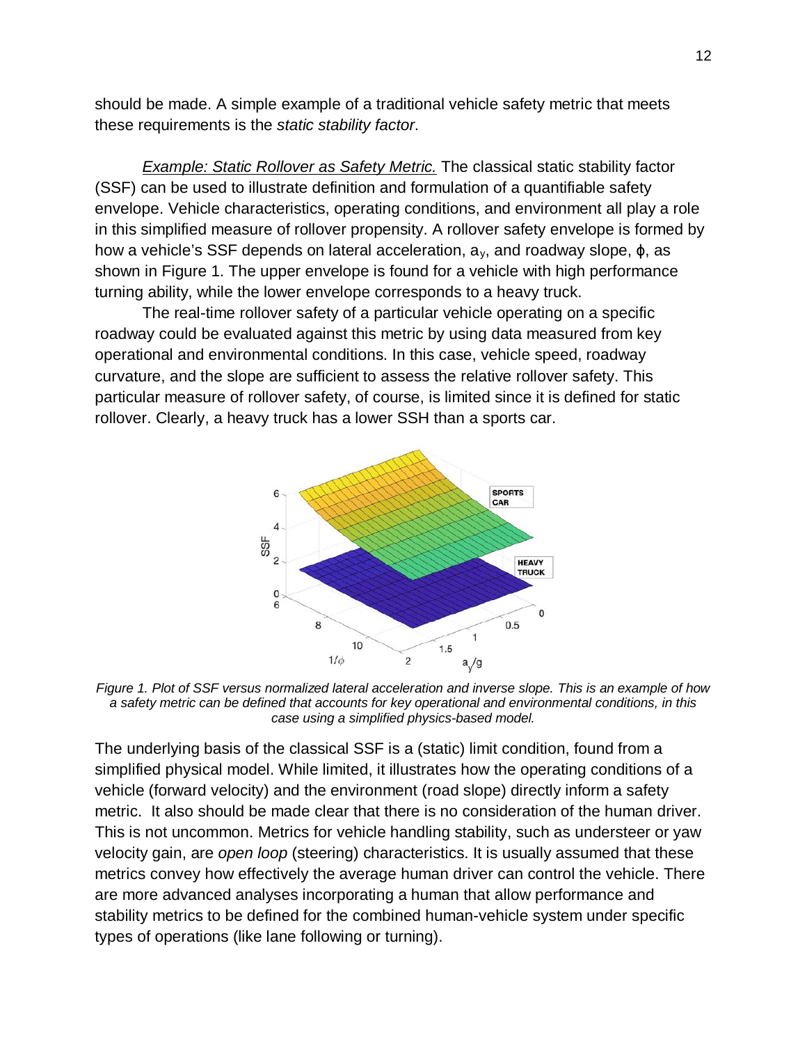should be made. A simple example of a traditional vehicle safety metric that meets these requirements is the *static stability factor*.

*Example: Static Rollover as Safety Metric.* The classical static stability factor (SSF) can be used to illustrate definition and formulation of a quantifiable safety envelope. Vehicle characteristics, operating conditions, and environment all play a role in this simplified measure of rollover propensity. A rollover safety envelope is formed by how a vehicle's SSF depends on lateral acceleration, $a_y$, and roadway slope, $\phi$, as shown in Figure 1. The upper envelope is found for a vehicle with high performance turning ability, while the lower envelope corresponds to a heavy truck.

The real-time rollover safety of a particular vehicle operating on a specific roadway could be evaluated against this metric by using data measured from key operational and environmental conditions. In this case, vehicle speed, roadway curvature, and the slope are sufficient to assess the relative rollover safety. This particular measure of rollover safety, of course, is limited since it is defined for static rollover. Clearly, a heavy truck has a lower SSH than a sports car.

*Figure 1. Plot of SSF versus normalized lateral acceleration and inverse slope. This is an example of how a safety metric can be defined that accounts for key operational and environmental conditions, in this case using a simplified physics-based model.*

The underlying basis of the classical SSF is a (static) limit condition, found from a simplified physical model. While limited, it illustrates how the operating conditions of a vehicle (forward velocity) and the environment (road slope) directly inform a safety metric. It also should be made clear that there is no consideration of the human driver. This is not uncommon. Metrics for vehicle handling stability, such as understeer or yaw velocity gain, are *open loop* (steering) characteristics. It is usually assumed that these metrics convey how effectively the average human driver can control the vehicle. There are more advanced analyses incorporating a human that allow performance and stability metrics to be defined for the combined human-vehicle system under specific types of operations (like lane following or turning).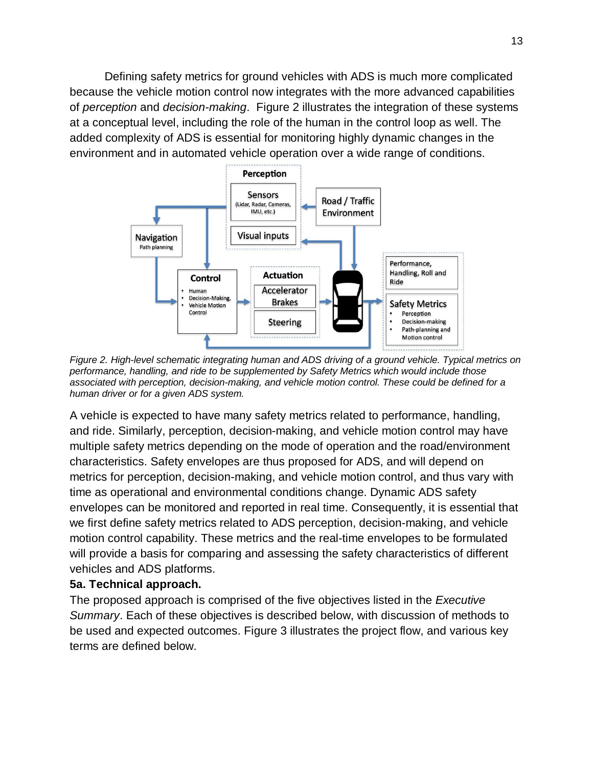Defining safety metrics for ground vehicles with ADS is much more complicated because the vehicle motion control now integrates with the more advanced capabilities of *perception* and *decision-making*. Figure 2 illustrates the integration of these systems at a conceptual level, including the role of the human in the control loop as well. The added complexity of ADS is essential for monitoring highly dynamic changes in the environment and in automated vehicle operation over a wide range of conditions.

*Figure 2. High-level schematic integrating human and ADS driving of a ground vehicle. Typical metrics on performance, handling, and ride to be supplemented by Safety Metrics which would include those associated with perception, decision-making, and vehicle motion control. These could be defined for a human driver or for a given ADS system.*

A vehicle is expected to have many safety metrics related to performance, handling, and ride. Similarly, perception, decision-making, and vehicle motion control may have multiple safety metrics depending on the mode of operation and the road/environment characteristics. Safety envelopes are thus proposed for ADS, and will depend on metrics for perception, decision-making, and vehicle motion control, and thus vary with time as operational and environmental conditions change. Dynamic ADS safety envelopes can be monitored and reported in real time. Consequently, it is essential that we first define safety metrics related to ADS perception, decision-making, and vehicle motion control capability. These metrics and the real-time envelopes to be formulated will provide a basis for comparing and assessing the safety characteristics of different vehicles and ADS platforms.

**5a. Technical approach.**

The proposed approach is comprised of the five objectives listed in the *Executive Summary*. Each of these objectives is described below, with discussion of methods to be used and expected outcomes. Figure 3 illustrates the project flow, and various key terms are defined below.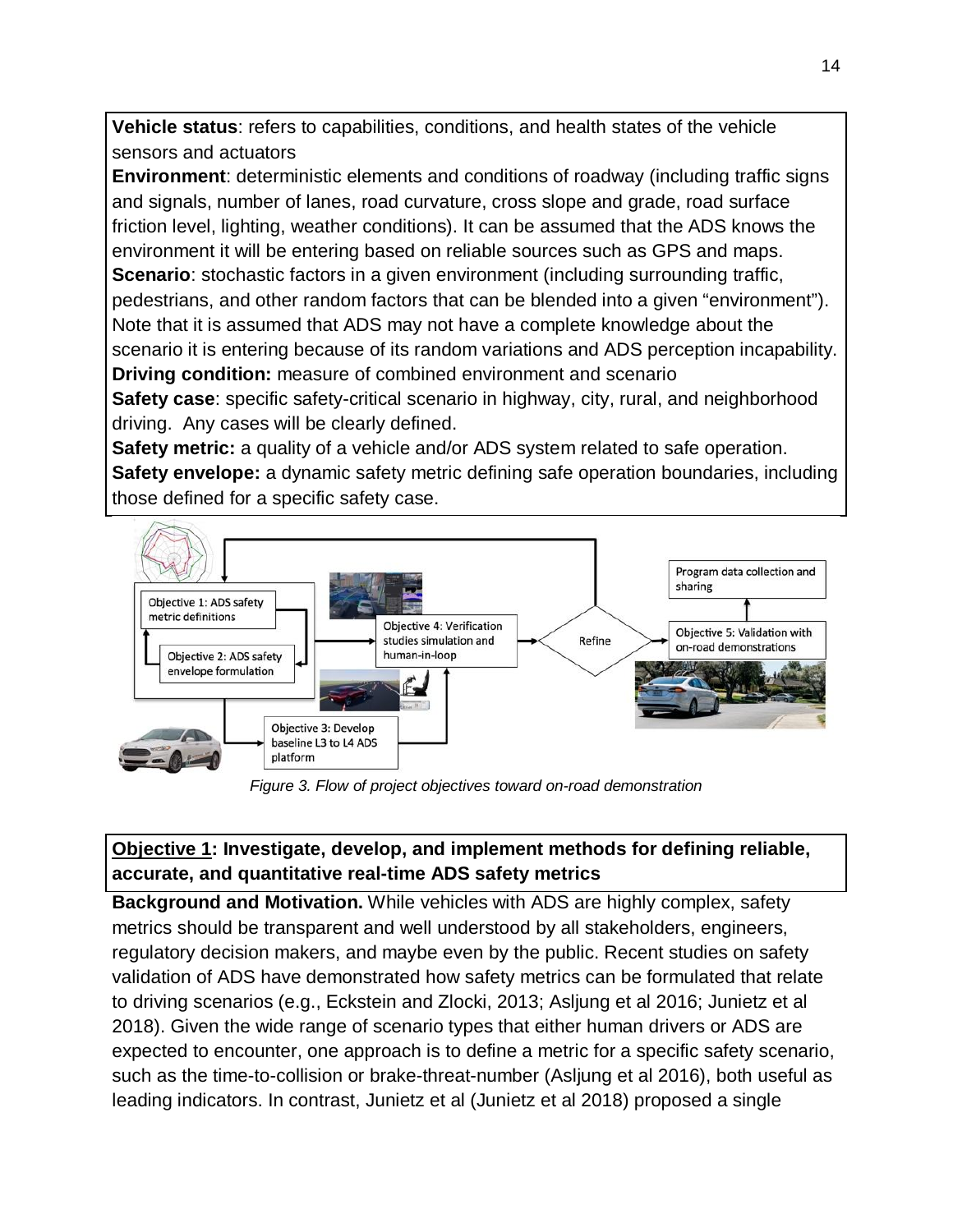**Vehicle status**: refers to capabilities, conditions, and health states of the vehicle sensors and actuators

**Environment**: deterministic elements and conditions of roadway (including traffic signs and signals, number of lanes, road curvature, cross slope and grade, road surface friction level, lighting, weather conditions). It can be assumed that the ADS knows the environment it will be entering based on reliable sources such as GPS and maps.

**Scenario**: stochastic factors in a given environment (including surrounding traffic, pedestrians, and other random factors that can be blended into a given "environment"). Note that it is assumed that ADS may not have a complete knowledge about the scenario it is entering because of its random variations and ADS perception incapability.

**Driving condition:** measure of combined environment and scenario

**Safety case**: specific safety-critical scenario in highway, city, rural, and neighborhood driving. Any cases will be clearly defined.

**Safety metric:** a quality of a vehicle and/or ADS system related to safe operation.

**Safety envelope:** a dynamic safety metric defining safe operation boundaries, including those defined for a specific safety case.

*Figure 3. Flow of project objectives toward on-road demonstration*

**Objective 1: Investigate, develop, and implement methods for defining reliable, accurate, and quantitative real-time ADS safety metrics**

**Background and Motivation.** While vehicles with ADS are highly complex, safety metrics should be transparent and well understood by all stakeholders, engineers, regulatory decision makers, and maybe even by the public. Recent studies on safety validation of ADS have demonstrated how safety metrics can be formulated that relate to driving scenarios (e.g., Eckstein and Zlocki, 2013; Asljung et al 2016; Junietz et al 2018). Given the wide range of scenario types that either human drivers or ADS are expected to encounter, one approach is to define a metric for a specific safety scenario, such as the time-to-collision or brake-threat-number (Asljung et al 2016), both useful as leading indicators. In contrast, Junietz et al (Junietz et al 2018) proposed a single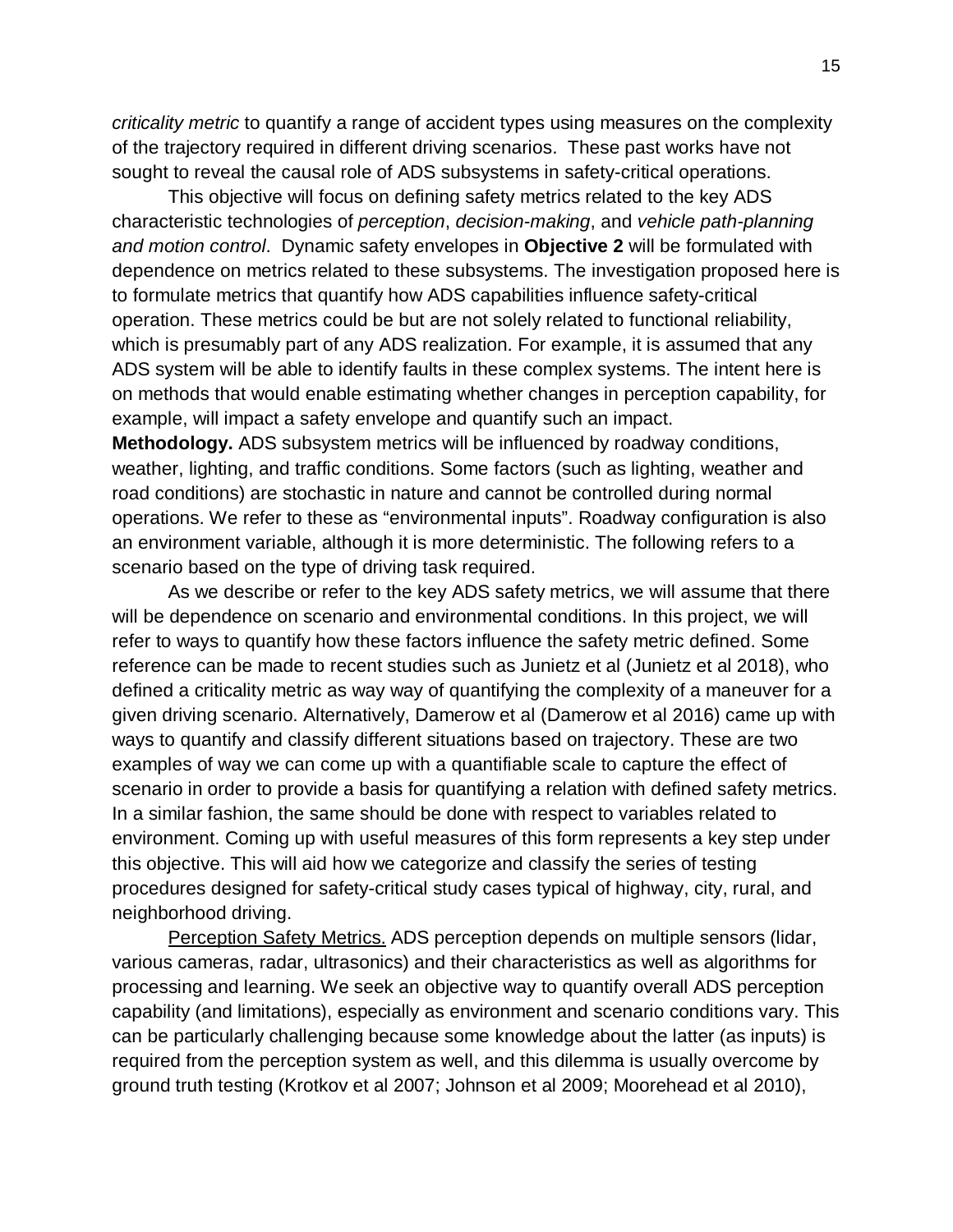*criticality metric* to quantify a range of accident types using measures on the complexity of the trajectory required in different driving scenarios. These past works have not sought to reveal the causal role of ADS subsystems in safety-critical operations.

This objective will focus on defining safety metrics related to the key ADS characteristic technologies of *perception*, *decision-making*, and *vehicle path-planning and motion control*. Dynamic safety envelopes in **Objective 2** will be formulated with dependence on metrics related to these subsystems. The investigation proposed here is to formulate metrics that quantify how ADS capabilities influence safety-critical operation. These metrics could be but are not solely related to functional reliability, which is presumably part of any ADS realization. For example, it is assumed that any ADS system will be able to identify faults in these complex systems. The intent here is on methods that would enable estimating whether changes in perception capability, for example, will impact a safety envelope and quantify such an impact.

**Methodology.** ADS subsystem metrics will be influenced by roadway conditions, weather, lighting, and traffic conditions. Some factors (such as lighting, weather and road conditions) are stochastic in nature and cannot be controlled during normal operations. We refer to these as "environmental inputs". Roadway configuration is also an environment variable, although it is more deterministic. The following refers to a scenario based on the type of driving task required.

As we describe or refer to the key ADS safety metrics, we will assume that there will be dependence on scenario and environmental conditions. In this project, we will refer to ways to quantify how these factors influence the safety metric defined. Some reference can be made to recent studies such as Junietz et al (Junietz et al 2018), who defined a criticality metric as way way of quantifying the complexity of a maneuver for a given driving scenario. Alternatively, Damerow et al (Damerow et al 2016) came up with ways to quantify and classify different situations based on trajectory. These are two examples of way we can come up with a quantifiable scale to capture the effect of scenario in order to provide a basis for quantifying a relation with defined safety metrics. In a similar fashion, the same should be done with respect to variables related to environment. Coming up with useful measures of this form represents a key step under this objective. This will aid how we categorize and classify the series of testing procedures designed for safety-critical study cases typical of highway, city, rural, and neighborhood driving.

<u>Perception Safety Metrics.</u> ADS perception depends on multiple sensors (lidar, various cameras, radar, ultrasonics) and their characteristics as well as algorithms for processing and learning. We seek an objective way to quantify overall ADS perception capability (and limitations), especially as environment and scenario conditions vary. This can be particularly challenging because some knowledge about the latter (as inputs) is required from the perception system as well, and this dilemma is usually overcome by ground truth testing (Krotkov et al 2007; Johnson et al 2009; Moorehead et al 2010),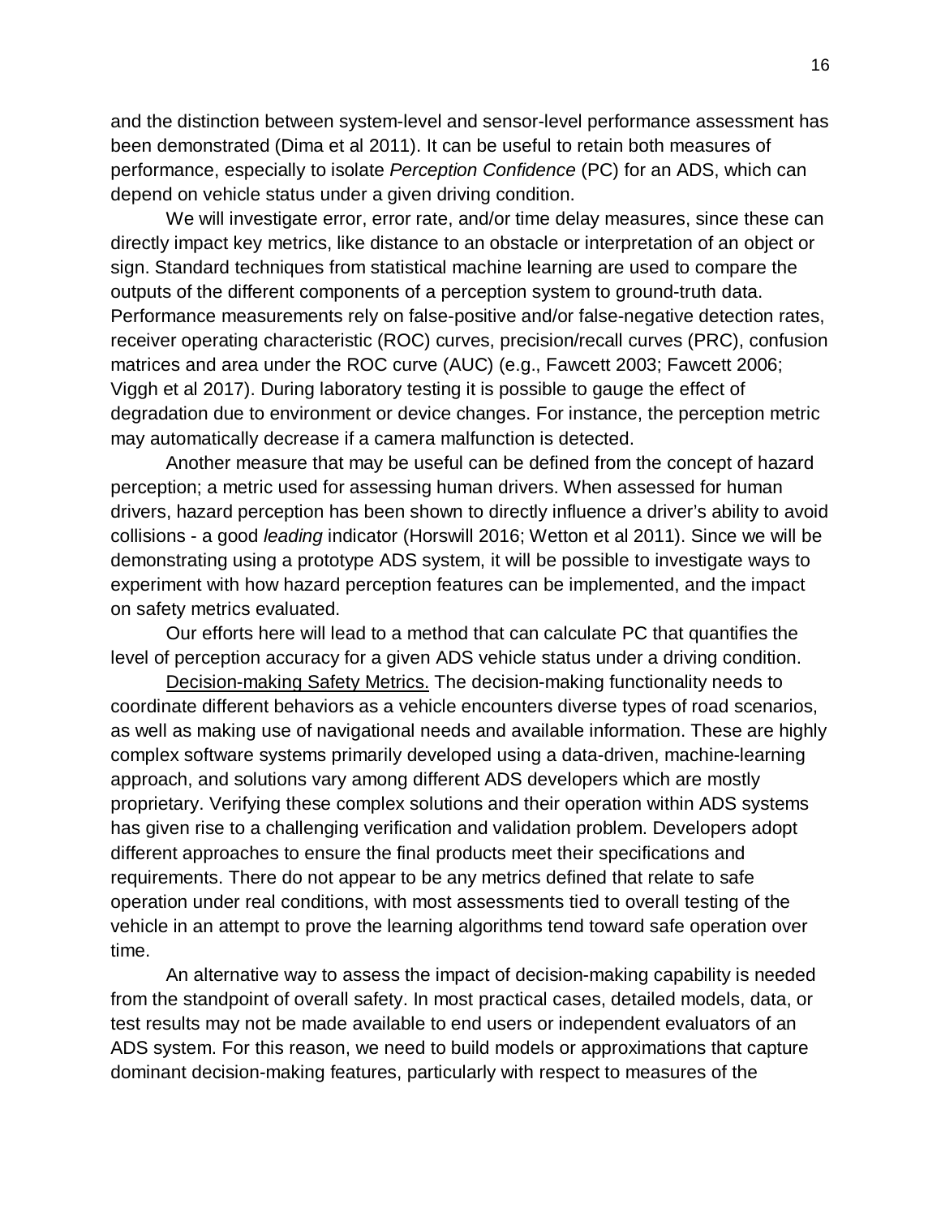and the distinction between system-level and sensor-level performance assessment has been demonstrated (Dima et al 2011). It can be useful to retain both measures of performance, especially to isolate *Perception Confidence* (PC) for an ADS, which can depend on vehicle status under a given driving condition.

We will investigate error, error rate, and/or time delay measures, since these can directly impact key metrics, like distance to an obstacle or interpretation of an object or sign. Standard techniques from statistical machine learning are used to compare the outputs of the different components of a perception system to ground-truth data. Performance measurements rely on false-positive and/or false-negative detection rates, receiver operating characteristic (ROC) curves, precision/recall curves (PRC), confusion matrices and area under the ROC curve (AUC) (e.g., Fawcett 2003; Fawcett 2006; Viggh et al 2017). During laboratory testing it is possible to gauge the effect of degradation due to environment or device changes. For instance, the perception metric may automatically decrease if a camera malfunction is detected.

Another measure that may be useful can be defined from the concept of hazard perception; a metric used for assessing human drivers. When assessed for human drivers, hazard perception has been shown to directly influence a driver's ability to avoid collisions - a good *leading* indicator (Horswill 2016; Wetton et al 2011). Since we will be demonstrating using a prototype ADS system, it will be possible to investigate ways to experiment with how hazard perception features can be implemented, and the impact on safety metrics evaluated.

Our efforts here will lead to a method that can calculate PC that quantifies the level of perception accuracy for a given ADS vehicle status under a driving condition.

<u>Decision-making Safety Metrics.</u> The decision-making functionality needs to coordinate different behaviors as a vehicle encounters diverse types of road scenarios, as well as making use of navigational needs and available information. These are highly complex software systems primarily developed using a data-driven, machine-learning approach, and solutions vary among different ADS developers which are mostly proprietary. Verifying these complex solutions and their operation within ADS systems has given rise to a challenging verification and validation problem. Developers adopt different approaches to ensure the final products meet their specifications and requirements. There do not appear to be any metrics defined that relate to safe operation under real conditions, with most assessments tied to overall testing of the vehicle in an attempt to prove the learning algorithms tend toward safe operation over time.

An alternative way to assess the impact of decision-making capability is needed from the standpoint of overall safety. In most practical cases, detailed models, data, or test results may not be made available to end users or independent evaluators of an ADS system. For this reason, we need to build models or approximations that capture dominant decision-making features, particularly with respect to measures of the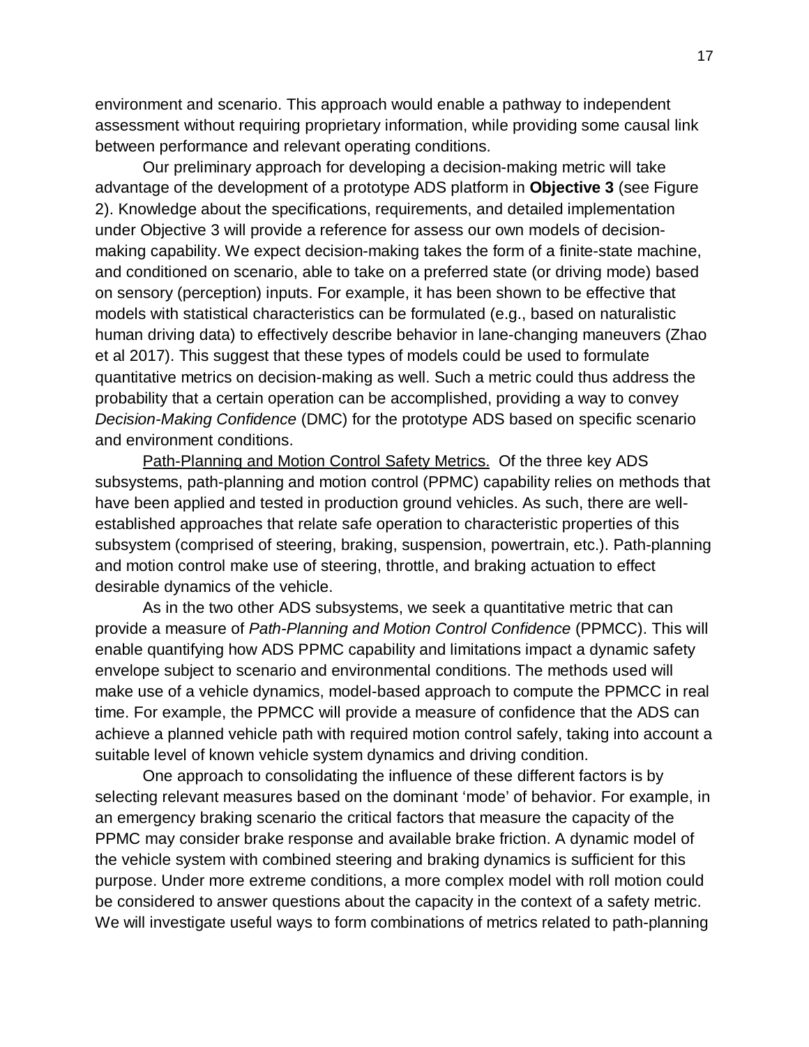environment and scenario. This approach would enable a pathway to independent assessment without requiring proprietary information, while providing some causal link between performance and relevant operating conditions.

Our preliminary approach for developing a decision-making metric will take advantage of the development of a prototype ADS platform in **Objective 3** (see Figure 2). Knowledge about the specifications, requirements, and detailed implementation under Objective 3 will provide a reference for assess our own models of decision-making capability. We expect decision-making takes the form of a finite-state machine, and conditioned on scenario, able to take on a preferred state (or driving mode) based on sensory (perception) inputs. For example, it has been shown to be effective that models with statistical characteristics can be formulated (e.g., based on naturalistic human driving data) to effectively describe behavior in lane-changing maneuvers (Zhao et al 2017). This suggest that these types of models could be used to formulate quantitative metrics on decision-making as well. Such a metric could thus address the probability that a certain operation can be accomplished, providing a way to convey *Decision-Making Confidence* (DMC) for the prototype ADS based on specific scenario and environment conditions.

<u>Path-Planning and Motion Control Safety Metrics.</u> Of the three key ADS subsystems, path-planning and motion control (PPMC) capability relies on methods that have been applied and tested in production ground vehicles. As such, there are well-established approaches that relate safe operation to characteristic properties of this subsystem (comprised of steering, braking, suspension, powertrain, etc.). Path-planning and motion control make use of steering, throttle, and braking actuation to effect desirable dynamics of the vehicle.

As in the two other ADS subsystems, we seek a quantitative metric that can provide a measure of *Path-Planning and Motion Control Confidence* (PPMCC). This will enable quantifying how ADS PPMC capability and limitations impact a dynamic safety envelope subject to scenario and environmental conditions. The methods used will make use of a vehicle dynamics, model-based approach to compute the PPMCC in real time. For example, the PPMCC will provide a measure of confidence that the ADS can achieve a planned vehicle path with required motion control safely, taking into account a suitable level of known vehicle system dynamics and driving condition.

One approach to consolidating the influence of these different factors is by selecting relevant measures based on the dominant 'mode' of behavior. For example, in an emergency braking scenario the critical factors that measure the capacity of the PPMC may consider brake response and available brake friction. A dynamic model of the vehicle system with combined steering and braking dynamics is sufficient for this purpose. Under more extreme conditions, a more complex model with roll motion could be considered to answer questions about the capacity in the context of a safety metric. We will investigate useful ways to form combinations of metrics related to path-planning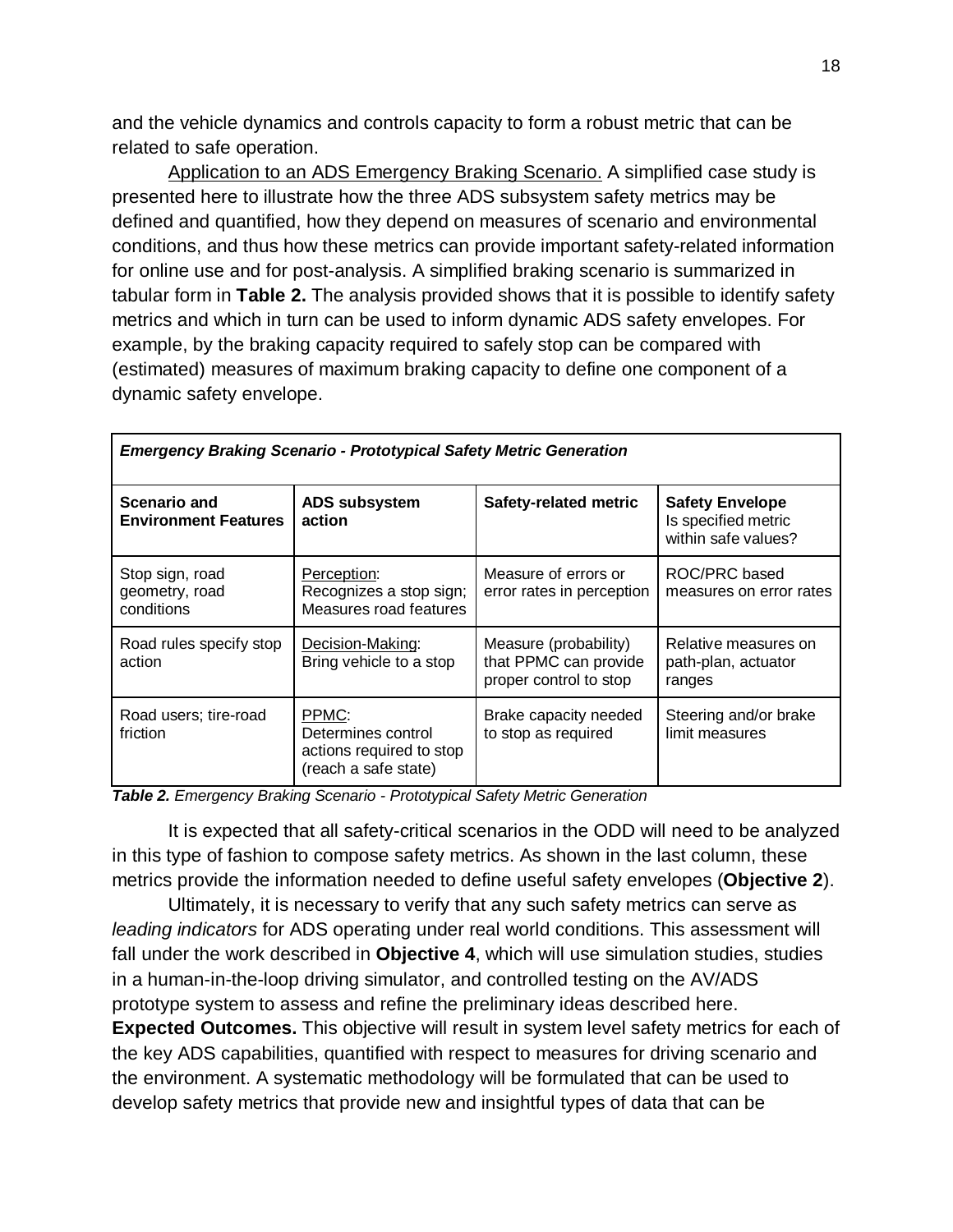and the vehicle dynamics and controls capacity to form a robust metric that can be related to safe operation.

Application to an ADS Emergency Braking Scenario. A simplified case study is presented here to illustrate how the three ADS subsystem safety metrics may be defined and quantified, how they depend on measures of scenario and environmental conditions, and thus how these metrics can provide important safety-related information for online use and for post-analysis. A simplified braking scenario is summarized in tabular form in **Table 2.** The analysis provided shows that it is possible to identify safety metrics and which in turn can be used to inform dynamic ADS safety envelopes. For example, by the braking capacity required to safely stop can be compared with (estimated) measures of maximum braking capacity to define one component of a dynamic safety envelope.

| ***Emergency Braking Scenario - Prototypical Safety Metric Generation*** | | | |
|---|---|---|---|
| **Scenario and Environment Features** | **ADS subsystem action** | **Safety-related metric** | **Safety Envelope** Is specified metric within safe values? |
| Stop sign, road geometry, road conditions | Perception: Recognizes a stop sign; Measures road features | Measure of errors or error rates in perception | ROC/PRC based measures on error rates |
| Road rules specify stop action | Decision-Making: Bring vehicle to a stop | Measure (probability) that PPMC can provide proper control to stop | Relative measures on path-plan, actuator ranges |
| Road users; tire-road friction | PPMC: Determines control actions required to stop (reach a safe state) | Brake capacity needed to stop as required | Steering and/or brake limit measures |

***Table 2.*** *Emergency Braking Scenario - Prototypical Safety Metric Generation*

It is expected that all safety-critical scenarios in the ODD will need to be analyzed in this type of fashion to compose safety metrics. As shown in the last column, these metrics provide the information needed to define useful safety envelopes (**Objective 2**).

Ultimately, it is necessary to verify that any such safety metrics can serve as *leading indicators* for ADS operating under real world conditions. This assessment will fall under the work described in **Objective 4**, which will use simulation studies, studies in a human-in-the-loop driving simulator, and controlled testing on the AV/ADS prototype system to assess and refine the preliminary ideas described here.

**Expected Outcomes.** This objective will result in system level safety metrics for each of the key ADS capabilities, quantified with respect to measures for driving scenario and the environment. A systematic methodology will be formulated that can be used to develop safety metrics that provide new and insightful types of data that can be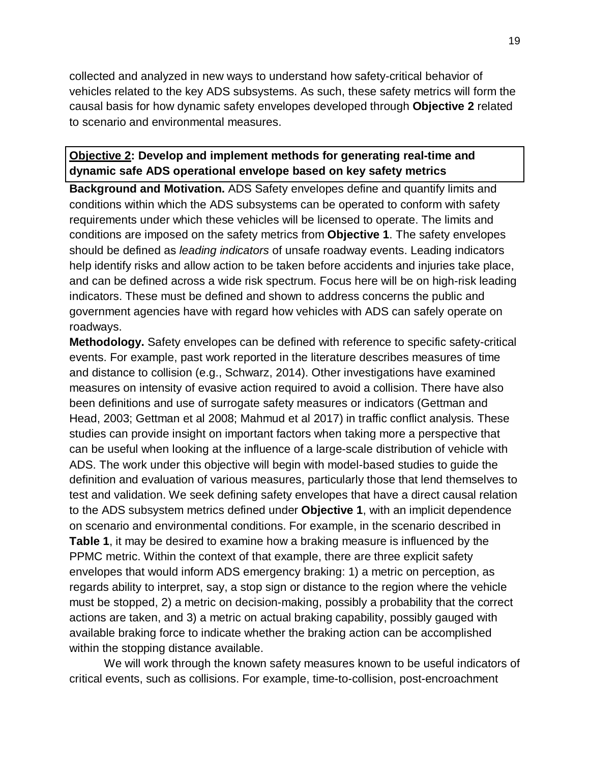collected and analyzed in new ways to understand how safety-critical behavior of vehicles related to the key ADS subsystems. As such, these safety metrics will form the causal basis for how dynamic safety envelopes developed through **Objective 2** related to scenario and environmental measures.

**<u>Objective 2</u>: Develop and implement methods for generating real-time and dynamic safe ADS operational envelope based on key safety metrics**

**Background and Motivation.** ADS Safety envelopes define and quantify limits and conditions within which the ADS subsystems can be operated to conform with safety requirements under which these vehicles will be licensed to operate. The limits and conditions are imposed on the safety metrics from **Objective 1**. The safety envelopes should be defined as *leading indicators* of unsafe roadway events. Leading indicators help identify risks and allow action to be taken before accidents and injuries take place, and can be defined across a wide risk spectrum. Focus here will be on high-risk leading indicators. These must be defined and shown to address concerns the public and government agencies have with regard how vehicles with ADS can safely operate on roadways.

**Methodology.** Safety envelopes can be defined with reference to specific safety-critical events. For example, past work reported in the literature describes measures of time and distance to collision (e.g., Schwarz, 2014). Other investigations have examined measures on intensity of evasive action required to avoid a collision. There have also been definitions and use of surrogate safety measures or indicators (Gettman and Head, 2003; Gettman et al 2008; Mahmud et al 2017) in traffic conflict analysis. These studies can provide insight on important factors when taking more a perspective that can be useful when looking at the influence of a large-scale distribution of vehicle with ADS. The work under this objective will begin with model-based studies to guide the definition and evaluation of various measures, particularly those that lend themselves to test and validation. We seek defining safety envelopes that have a direct causal relation to the ADS subsystem metrics defined under **Objective 1**, with an implicit dependence on scenario and environmental conditions. For example, in the scenario described in **Table 1**, it may be desired to examine how a braking measure is influenced by the PPMC metric. Within the context of that example, there are three explicit safety envelopes that would inform ADS emergency braking: 1) a metric on perception, as regards ability to interpret, say, a stop sign or distance to the region where the vehicle must be stopped, 2) a metric on decision-making, possibly a probability that the correct actions are taken, and 3) a metric on actual braking capability, possibly gauged with available braking force to indicate whether the braking action can be accomplished within the stopping distance available.

We will work through the known safety measures known to be useful indicators of critical events, such as collisions. For example, time-to-collision, post-encroachment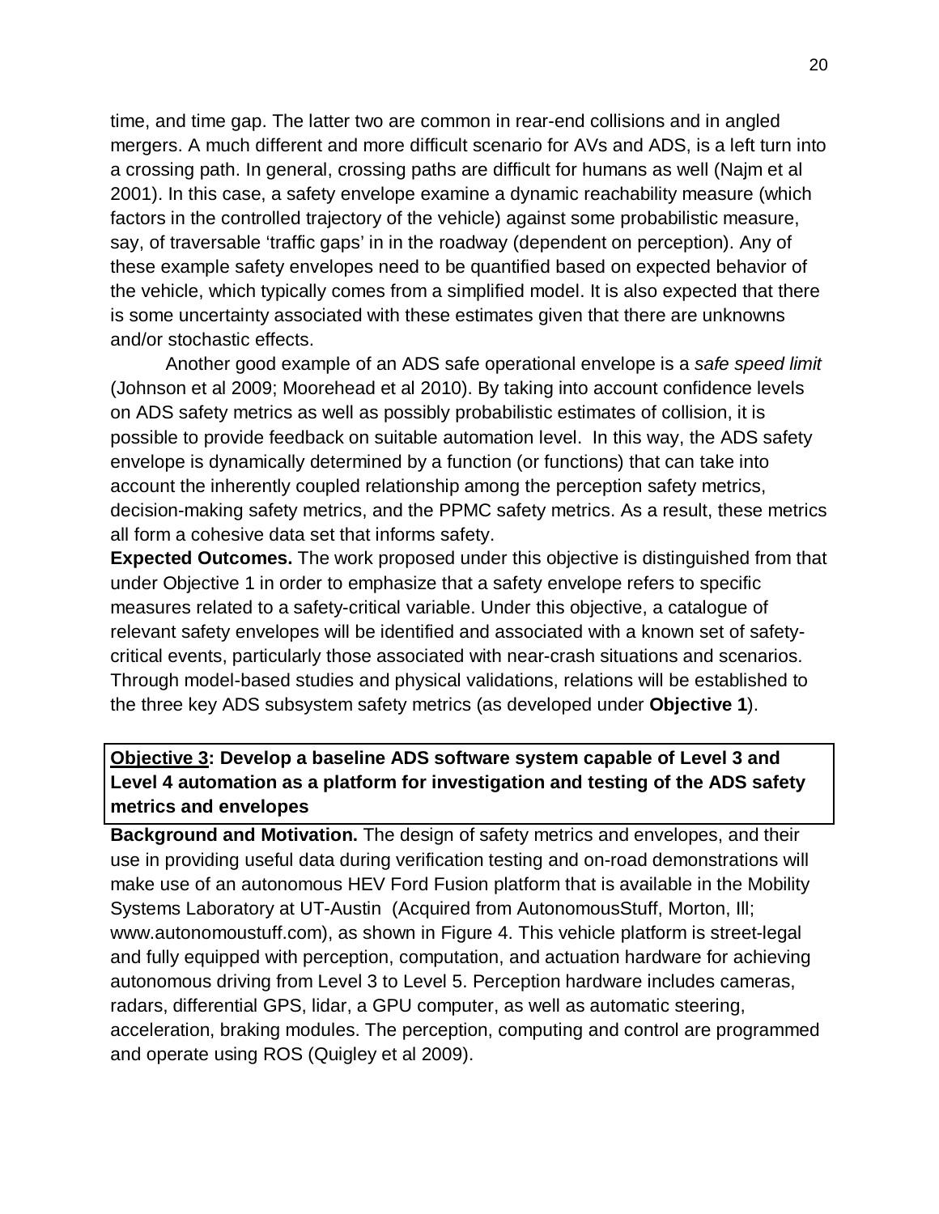time, and time gap. The latter two are common in rear-end collisions and in angled mergers. A much different and more difficult scenario for AVs and ADS, is a left turn into a crossing path. In general, crossing paths are difficult for humans as well (Najm et al 2001). In this case, a safety envelope examine a dynamic reachability measure (which factors in the controlled trajectory of the vehicle) against some probabilistic measure, say, of traversable 'traffic gaps' in in the roadway (dependent on perception). Any of these example safety envelopes need to be quantified based on expected behavior of the vehicle, which typically comes from a simplified model. It is also expected that there is some uncertainty associated with these estimates given that there are unknowns and/or stochastic effects.

Another good example of an ADS safe operational envelope is a *safe speed limit* (Johnson et al 2009; Moorehead et al 2010). By taking into account confidence levels on ADS safety metrics as well as possibly probabilistic estimates of collision, it is possible to provide feedback on suitable automation level. In this way, the ADS safety envelope is dynamically determined by a function (or functions) that can take into account the inherently coupled relationship among the perception safety metrics, decision-making safety metrics, and the PPMC safety metrics. As a result, these metrics all form a cohesive data set that informs safety.

**Expected Outcomes.** The work proposed under this objective is distinguished from that under Objective 1 in order to emphasize that a safety envelope refers to specific measures related to a safety-critical variable. Under this objective, a catalogue of relevant safety envelopes will be identified and associated with a known set of safety-critical events, particularly those associated with near-crash situations and scenarios. Through model-based studies and physical validations, relations will be established to the three key ADS subsystem safety metrics (as developed under **Objective 1**).

**<u>Objective 3</u>: Develop a baseline ADS software system capable of Level 3 and Level 4 automation as a platform for investigation and testing of the ADS safety metrics and envelopes**

**Background and Motivation.** The design of safety metrics and envelopes, and their use in providing useful data during verification testing and on-road demonstrations will make use of an autonomous HEV Ford Fusion platform that is available in the Mobility Systems Laboratory at UT-Austin (Acquired from AutonomousStuff, Morton, Ill; www.autonomoustuff.com), as shown in Figure 4. This vehicle platform is street-legal and fully equipped with perception, computation, and actuation hardware for achieving autonomous driving from Level 3 to Level 5. Perception hardware includes cameras, radars, differential GPS, lidar, a GPU computer, as well as automatic steering, acceleration, braking modules. The perception, computing and control are programmed and operate using ROS (Quigley et al 2009).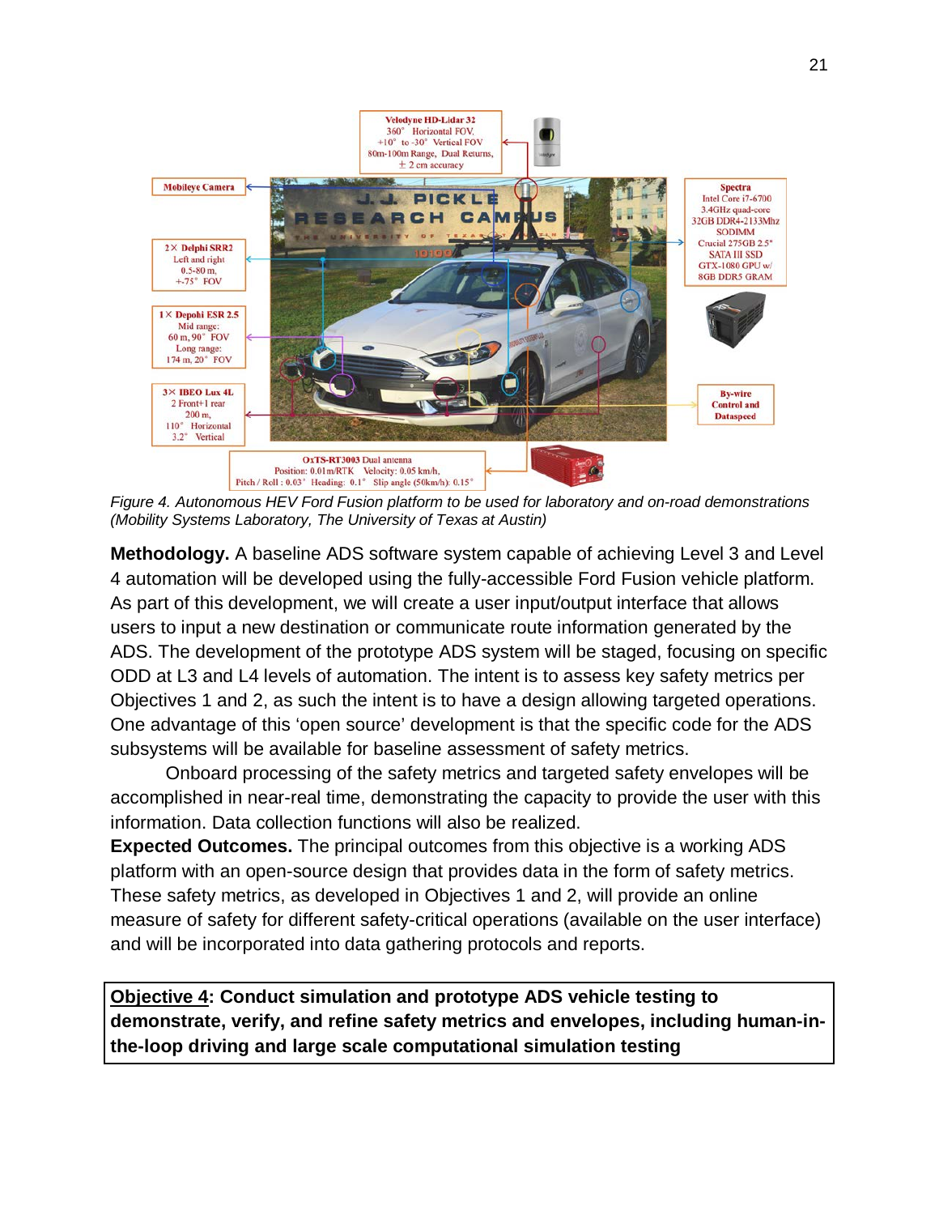*Figure 4. Autonomous HEV Ford Fusion platform to be used for laboratory and on-road demonstrations (Mobility Systems Laboratory, The University of Texas at Austin)*

**Methodology.** A baseline ADS software system capable of achieving Level 3 and Level 4 automation will be developed using the fully-accessible Ford Fusion vehicle platform. As part of this development, we will create a user input/output interface that allows users to input a new destination or communicate route information generated by the ADS. The development of the prototype ADS system will be staged, focusing on specific ODD at L3 and L4 levels of automation. The intent is to assess key safety metrics per Objectives 1 and 2, as such the intent is to have a design allowing targeted operations. One advantage of this 'open source' development is that the specific code for the ADS subsystems will be available for baseline assessment of safety metrics.

Onboard processing of the safety metrics and targeted safety envelopes will be accomplished in near-real time, demonstrating the capacity to provide the user with this information. Data collection functions will also be realized.

**Expected Outcomes.** The principal outcomes from this objective is a working ADS platform with an open-source design that provides data in the form of safety metrics. These safety metrics, as developed in Objectives 1 and 2, will provide an online measure of safety for different safety-critical operations (available on the user interface) and will be incorporated into data gathering protocols and reports.

**<u>Objective 4</u>: Conduct simulation and prototype ADS vehicle testing to demonstrate, verify, and refine safety metrics and envelopes, including human-in-the-loop driving and large scale computational simulation testing**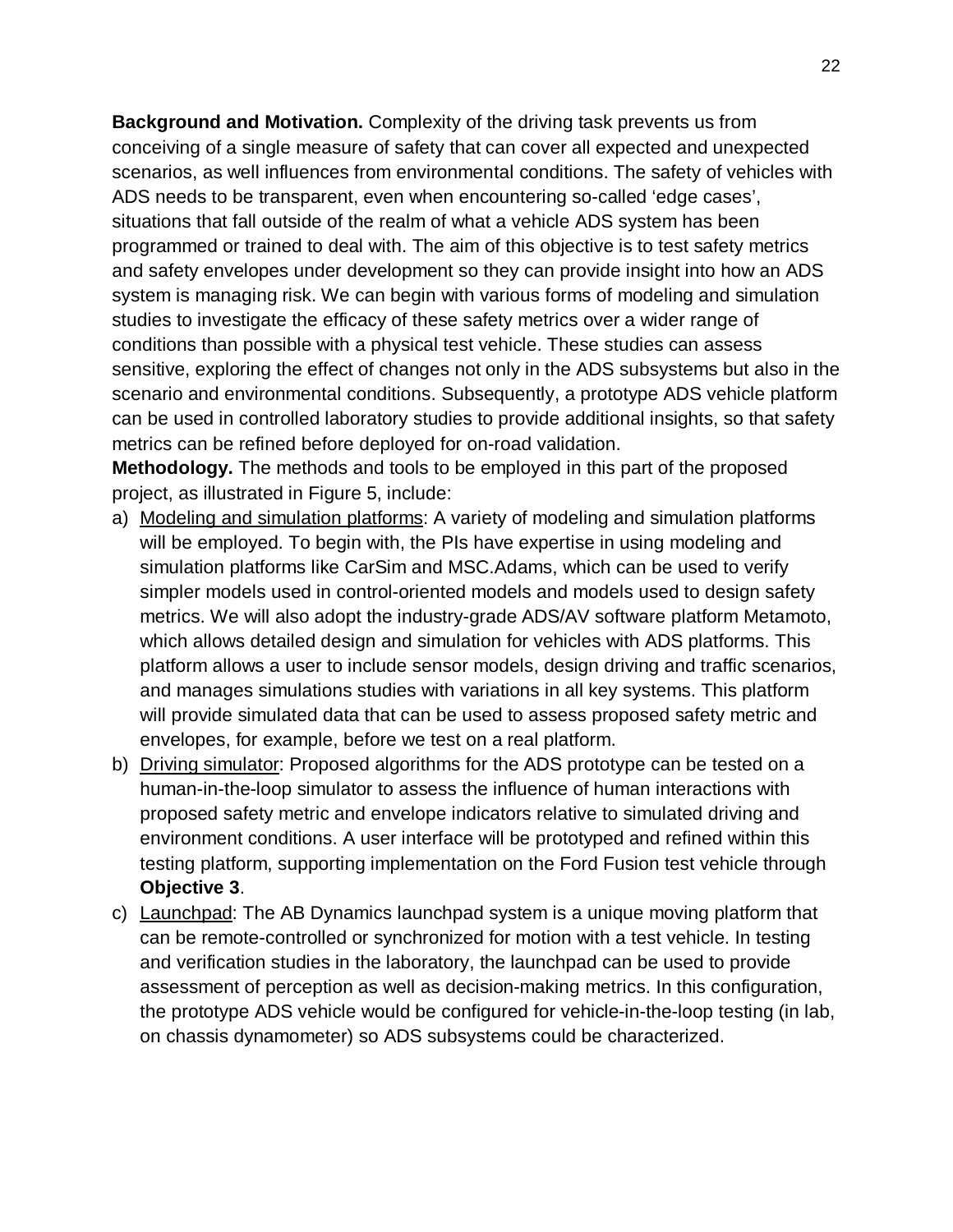**Background and Motivation.** Complexity of the driving task prevents us from conceiving of a single measure of safety that can cover all expected and unexpected scenarios, as well influences from environmental conditions. The safety of vehicles with ADS needs to be transparent, even when encountering so-called 'edge cases', situations that fall outside of the realm of what a vehicle ADS system has been programmed or trained to deal with. The aim of this objective is to test safety metrics and safety envelopes under development so they can provide insight into how an ADS system is managing risk. We can begin with various forms of modeling and simulation studies to investigate the efficacy of these safety metrics over a wider range of conditions than possible with a physical test vehicle. These studies can assess sensitive, exploring the effect of changes not only in the ADS subsystems but also in the scenario and environmental conditions. Subsequently, a prototype ADS vehicle platform can be used in controlled laboratory studies to provide additional insights, so that safety metrics can be refined before deployed for on-road validation.

**Methodology.** The methods and tools to be employed in this part of the proposed project, as illustrated in Figure 5, include:

a) <u>Modeling and simulation platforms</u>: A variety of modeling and simulation platforms will be employed. To begin with, the PIs have expertise in using modeling and simulation platforms like CarSim and MSC.Adams, which can be used to verify simpler models used in control-oriented models and models used to design safety metrics. We will also adopt the industry-grade ADS/AV software platform Metamoto, which allows detailed design and simulation for vehicles with ADS platforms. This platform allows a user to include sensor models, design driving and traffic scenarios, and manages simulations studies with variations in all key systems. This platform will provide simulated data that can be used to assess proposed safety metric and envelopes, for example, before we test on a real platform.

b) <u>Driving simulator</u>: Proposed algorithms for the ADS prototype can be tested on a human-in-the-loop simulator to assess the influence of human interactions with proposed safety metric and envelope indicators relative to simulated driving and environment conditions. A user interface will be prototyped and refined within this testing platform, supporting implementation on the Ford Fusion test vehicle through **Objective 3**.

c) <u>Launchpad</u>: The AB Dynamics launchpad system is a unique moving platform that can be remote-controlled or synchronized for motion with a test vehicle. In testing and verification studies in the laboratory, the launchpad can be used to provide assessment of perception as well as decision-making metrics. In this configuration, the prototype ADS vehicle would be configured for vehicle-in-the-loop testing (in lab, on chassis dynamometer) so ADS subsystems could be characterized.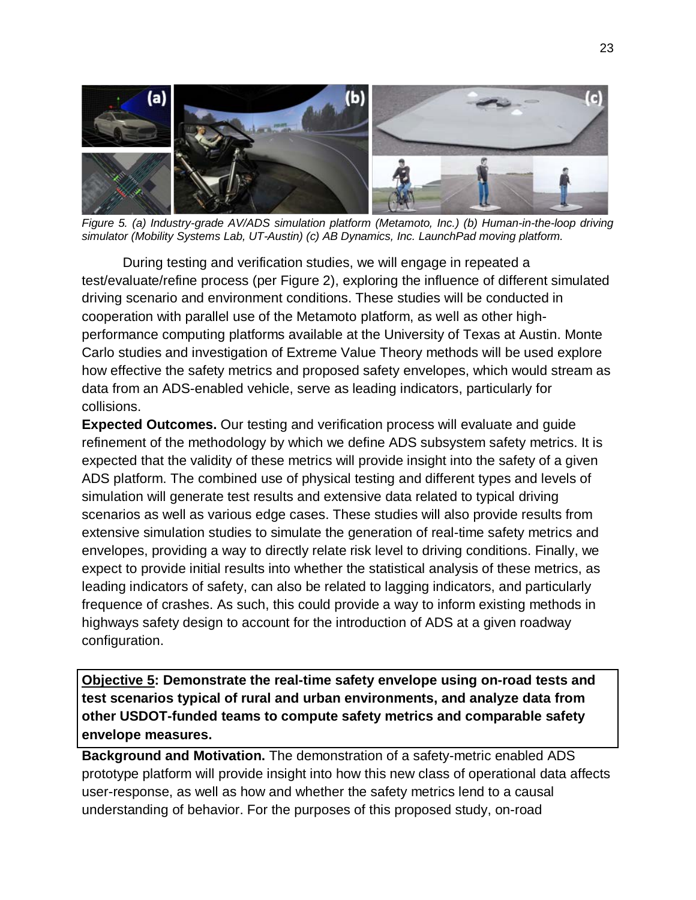*Figure 5. (a) Industry-grade AV/ADS simulation platform (Metamoto, Inc.) (b) Human-in-the-loop driving simulator (Mobility Systems Lab, UT-Austin) (c) AB Dynamics, Inc. LaunchPad moving platform.*

During testing and verification studies, we will engage in repeated a test/evaluate/refine process (per Figure 2), exploring the influence of different simulated driving scenario and environment conditions. These studies will be conducted in cooperation with parallel use of the Metamoto platform, as well as other high-performance computing platforms available at the University of Texas at Austin. Monte Carlo studies and investigation of Extreme Value Theory methods will be used explore how effective the safety metrics and proposed safety envelopes, which would stream as data from an ADS-enabled vehicle, serve as leading indicators, particularly for collisions.

**Expected Outcomes.** Our testing and verification process will evaluate and guide refinement of the methodology by which we define ADS subsystem safety metrics. It is expected that the validity of these metrics will provide insight into the safety of a given ADS platform. The combined use of physical testing and different types and levels of simulation will generate test results and extensive data related to typical driving scenarios as well as various edge cases. These studies will also provide results from extensive simulation studies to simulate the generation of real-time safety metrics and envelopes, providing a way to directly relate risk level to driving conditions. Finally, we expect to provide initial results into whether the statistical analysis of these metrics, as leading indicators of safety, can also be related to lagging indicators, and particularly frequence of crashes. As such, this could provide a way to inform existing methods in highways safety design to account for the introduction of ADS at a given roadway configuration.

**Objective 5: Demonstrate the real-time safety envelope using on-road tests and test scenarios typical of rural and urban environments, and analyze data from other USDOT-funded teams to compute safety metrics and comparable safety envelope measures.**

**Background and Motivation.** The demonstration of a safety-metric enabled ADS prototype platform will provide insight into how this new class of operational data affects user-response, as well as how and whether the safety metrics lend to a causal understanding of behavior. For the purposes of this proposed study, on-road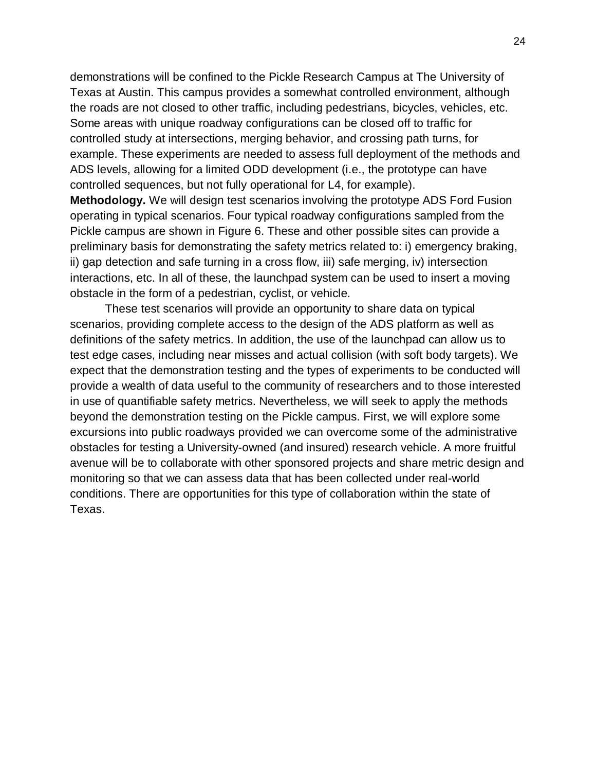demonstrations will be confined to the Pickle Research Campus at The University of Texas at Austin. This campus provides a somewhat controlled environment, although the roads are not closed to other traffic, including pedestrians, bicycles, vehicles, etc. Some areas with unique roadway configurations can be closed off to traffic for controlled study at intersections, merging behavior, and crossing path turns, for example. These experiments are needed to assess full deployment of the methods and ADS levels, allowing for a limited ODD development (i.e., the prototype can have controlled sequences, but not fully operational for L4, for example).

**Methodology.** We will design test scenarios involving the prototype ADS Ford Fusion operating in typical scenarios. Four typical roadway configurations sampled from the Pickle campus are shown in Figure 6. These and other possible sites can provide a preliminary basis for demonstrating the safety metrics related to: i) emergency braking, ii) gap detection and safe turning in a cross flow, iii) safe merging, iv) intersection interactions, etc. In all of these, the launchpad system can be used to insert a moving obstacle in the form of a pedestrian, cyclist, or vehicle.

These test scenarios will provide an opportunity to share data on typical scenarios, providing complete access to the design of the ADS platform as well as definitions of the safety metrics. In addition, the use of the launchpad can allow us to test edge cases, including near misses and actual collision (with soft body targets). We expect that the demonstration testing and the types of experiments to be conducted will provide a wealth of data useful to the community of researchers and to those interested in use of quantifiable safety metrics. Nevertheless, we will seek to apply the methods beyond the demonstration testing on the Pickle campus. First, we will explore some excursions into public roadways provided we can overcome some of the administrative obstacles for testing a University-owned (and insured) research vehicle. A more fruitful avenue will be to collaborate with other sponsored projects and share metric design and monitoring so that we can assess data that has been collected under real-world conditions. There are opportunities for this type of collaboration within the state of Texas.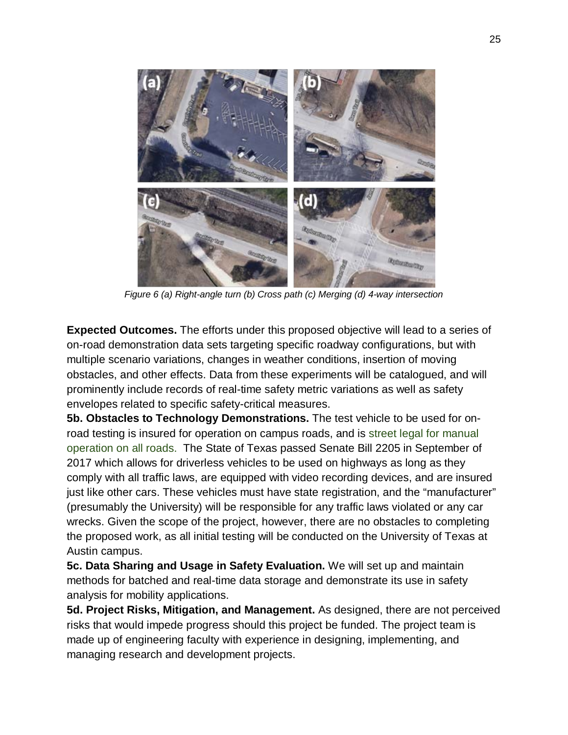*Figure 6 (a) Right-angle turn (b) Cross path (c) Merging (d) 4-way intersection*

**Expected Outcomes.** The efforts under this proposed objective will lead to a series of on-road demonstration data sets targeting specific roadway configurations, but with multiple scenario variations, changes in weather conditions, insertion of moving obstacles, and other effects. Data from these experiments will be catalogued, and will prominently include records of real-time safety metric variations as well as safety envelopes related to specific safety-critical measures.

**5b. Obstacles to Technology Demonstrations.** The test vehicle to be used for on-road testing is insured for operation on campus roads, and is street legal for manual operation on all roads. The State of Texas passed Senate Bill 2205 in September of 2017 which allows for driverless vehicles to be used on highways as long as they comply with all traffic laws, are equipped with video recording devices, and are insured just like other cars. These vehicles must have state registration, and the "manufacturer" (presumably the University) will be responsible for any traffic laws violated or any car wrecks. Given the scope of the project, however, there are no obstacles to completing the proposed work, as all initial testing will be conducted on the University of Texas at Austin campus.

**5c. Data Sharing and Usage in Safety Evaluation.** We will set up and maintain methods for batched and real-time data storage and demonstrate its use in safety analysis for mobility applications.

**5d. Project Risks, Mitigation, and Management.** As designed, there are not perceived risks that would impede progress should this project be funded. The project team is made up of engineering faculty with experience in designing, implementing, and managing research and development projects.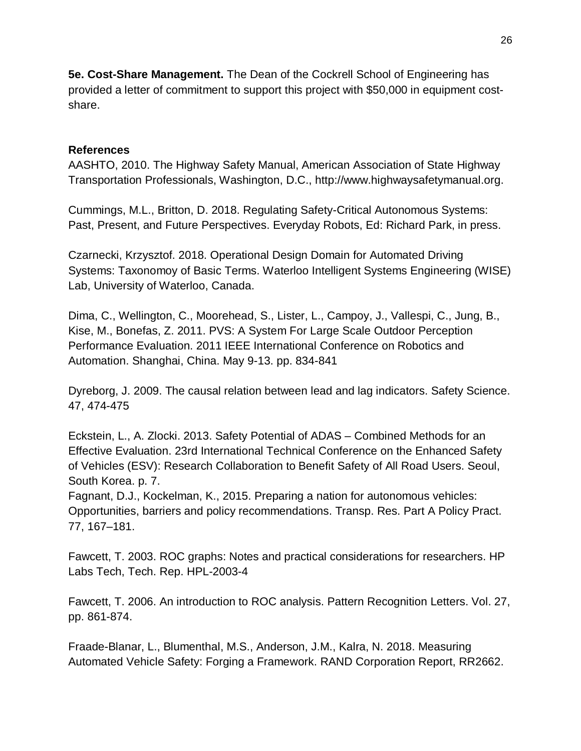**5e. Cost-Share Management.** The Dean of the Cockrell School of Engineering has provided a letter of commitment to support this project with $50,000 in equipment cost-share.

**References**

AASHTO, 2010. The Highway Safety Manual, American Association of State Highway Transportation Professionals, Washington, D.C., http://www.highwaysafetymanual.org.

Cummings, M.L., Britton, D. 2018. Regulating Safety-Critical Autonomous Systems: Past, Present, and Future Perspectives. Everyday Robots, Ed: Richard Park, in press.

Czarnecki, Krzysztof. 2018. Operational Design Domain for Automated Driving Systems: Taxonomoy of Basic Terms. Waterloo Intelligent Systems Engineering (WISE) Lab, University of Waterloo, Canada.

Dima, C., Wellington, C., Moorehead, S., Lister, L., Campoy, J., Vallespi, C., Jung, B., Kise, M., Bonefas, Z. 2011. PVS: A System For Large Scale Outdoor Perception Performance Evaluation. 2011 IEEE International Conference on Robotics and Automation. Shanghai, China. May 9-13. pp. 834-841

Dyreborg, J. 2009. The causal relation between lead and lag indicators. Safety Science. 47, 474-475

Eckstein, L., A. Zlocki. 2013. Safety Potential of ADAS – Combined Methods for an Effective Evaluation. 23rd International Technical Conference on the Enhanced Safety of Vehicles (ESV): Research Collaboration to Benefit Safety of All Road Users. Seoul, South Korea. p. 7.

Fagnant, D.J., Kockelman, K., 2015. Preparing a nation for autonomous vehicles: Opportunities, barriers and policy recommendations. Transp. Res. Part A Policy Pract. 77, 167–181.

Fawcett, T. 2003. ROC graphs: Notes and practical considerations for researchers. HP Labs Tech, Tech. Rep. HPL-2003-4

Fawcett, T. 2006. An introduction to ROC analysis. Pattern Recognition Letters. Vol. 27, pp. 861-874.

Fraade-Blanar, L., Blumenthal, M.S., Anderson, J.M., Kalra, N. 2018. Measuring Automated Vehicle Safety: Forging a Framework. RAND Corporation Report, RR2662.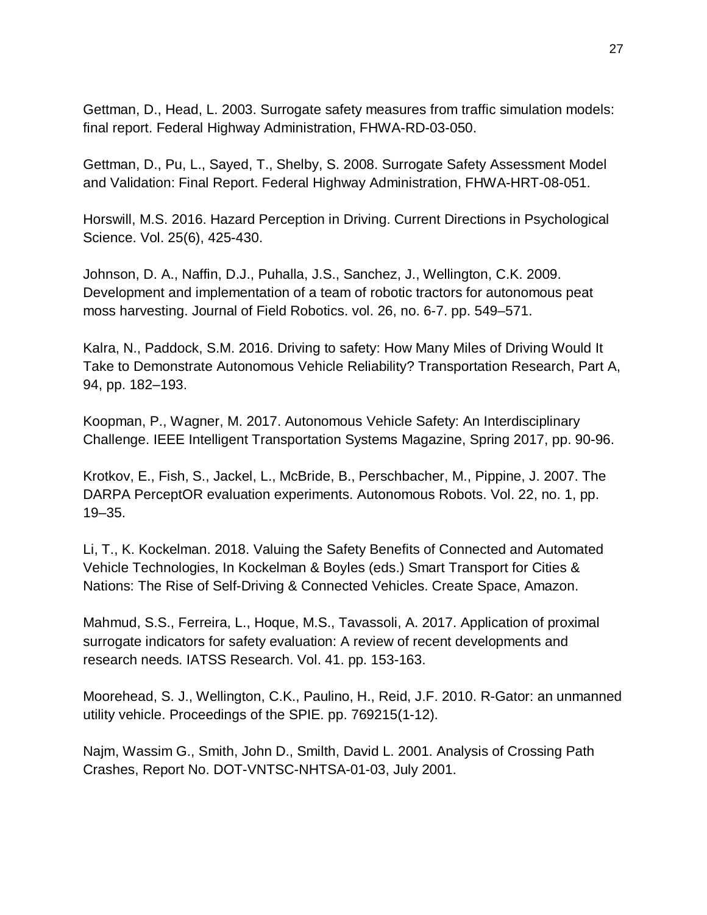Gettman, D., Head, L. 2003. Surrogate safety measures from traffic simulation models: final report. Federal Highway Administration, FHWA-RD-03-050.

Gettman, D., Pu, L., Sayed, T., Shelby, S. 2008. Surrogate Safety Assessment Model and Validation: Final Report. Federal Highway Administration, FHWA-HRT-08-051.

Horswill, M.S. 2016. Hazard Perception in Driving. Current Directions in Psychological Science. Vol. 25(6), 425-430.

Johnson, D. A., Naffin, D.J., Puhalla, J.S., Sanchez, J., Wellington, C.K. 2009. Development and implementation of a team of robotic tractors for autonomous peat moss harvesting. Journal of Field Robotics. vol. 26, no. 6-7. pp. 549–571.

Kalra, N., Paddock, S.M. 2016. Driving to safety: How Many Miles of Driving Would It Take to Demonstrate Autonomous Vehicle Reliability? Transportation Research, Part A, 94, pp. 182–193.

Koopman, P., Wagner, M. 2017. Autonomous Vehicle Safety: An Interdisciplinary Challenge. IEEE Intelligent Transportation Systems Magazine, Spring 2017, pp. 90-96.

Krotkov, E., Fish, S., Jackel, L., McBride, B., Perschbacher, M., Pippine, J. 2007. The DARPA PerceptOR evaluation experiments. Autonomous Robots. Vol. 22, no. 1, pp. 19–35.

Li, T., K. Kockelman. 2018. Valuing the Safety Benefits of Connected and Automated Vehicle Technologies, In Kockelman & Boyles (eds.) Smart Transport for Cities & Nations: The Rise of Self-Driving & Connected Vehicles. Create Space, Amazon.

Mahmud, S.S., Ferreira, L., Hoque, M.S., Tavassoli, A. 2017. Application of proximal surrogate indicators for safety evaluation: A review of recent developments and research needs. IATSS Research. Vol. 41. pp. 153-163.

Moorehead, S. J., Wellington, C.K., Paulino, H., Reid, J.F. 2010. R-Gator: an unmanned utility vehicle. Proceedings of the SPIE. pp. 769215(1-12).

Najm, Wassim G., Smith, John D., Smilth, David L. 2001. Analysis of Crossing Path Crashes, Report No. DOT-VNTSC-NHTSA-01-03, July 2001.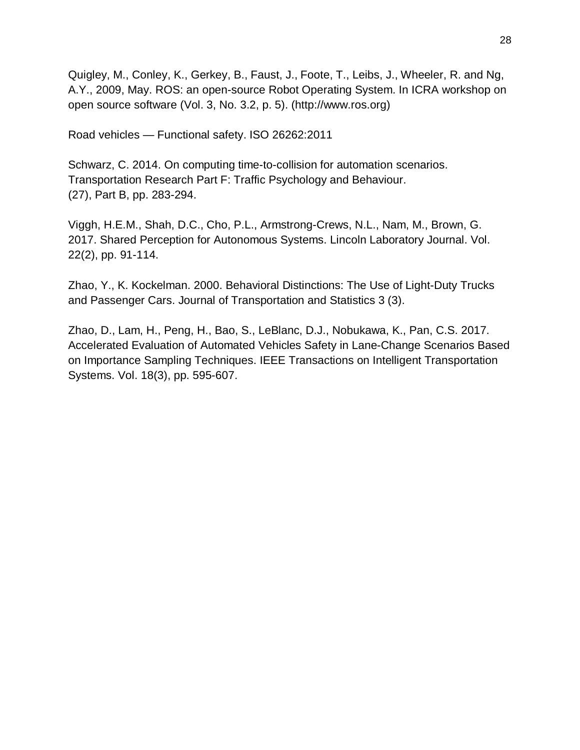Quigley, M., Conley, K., Gerkey, B., Faust, J., Foote, T., Leibs, J., Wheeler, R. and Ng, A.Y., 2009, May. ROS: an open-source Robot Operating System. In ICRA workshop on open source software (Vol. 3, No. 3.2, p. 5). (http://www.ros.org)

Road vehicles — Functional safety. ISO 26262:2011

Schwarz, C. 2014. On computing time-to-collision for automation scenarios. Transportation Research Part F: Traffic Psychology and Behaviour. (27), Part B, pp. 283-294.

Viggh, H.E.M., Shah, D.C., Cho, P.L., Armstrong-Crews, N.L., Nam, M., Brown, G. 2017. Shared Perception for Autonomous Systems. Lincoln Laboratory Journal. Vol. 22(2), pp. 91-114.

Zhao, Y., K. Kockelman. 2000. Behavioral Distinctions: The Use of Light-Duty Trucks and Passenger Cars. Journal of Transportation and Statistics 3 (3).

Zhao, D., Lam, H., Peng, H., Bao, S., LeBlanc, D.J., Nobukawa, K., Pan, C.S. 2017. Accelerated Evaluation of Automated Vehicles Safety in Lane-Change Scenarios Based on Importance Sampling Techniques. IEEE Transactions on Intelligent Transportation Systems. Vol. 18(3), pp. 595-607.